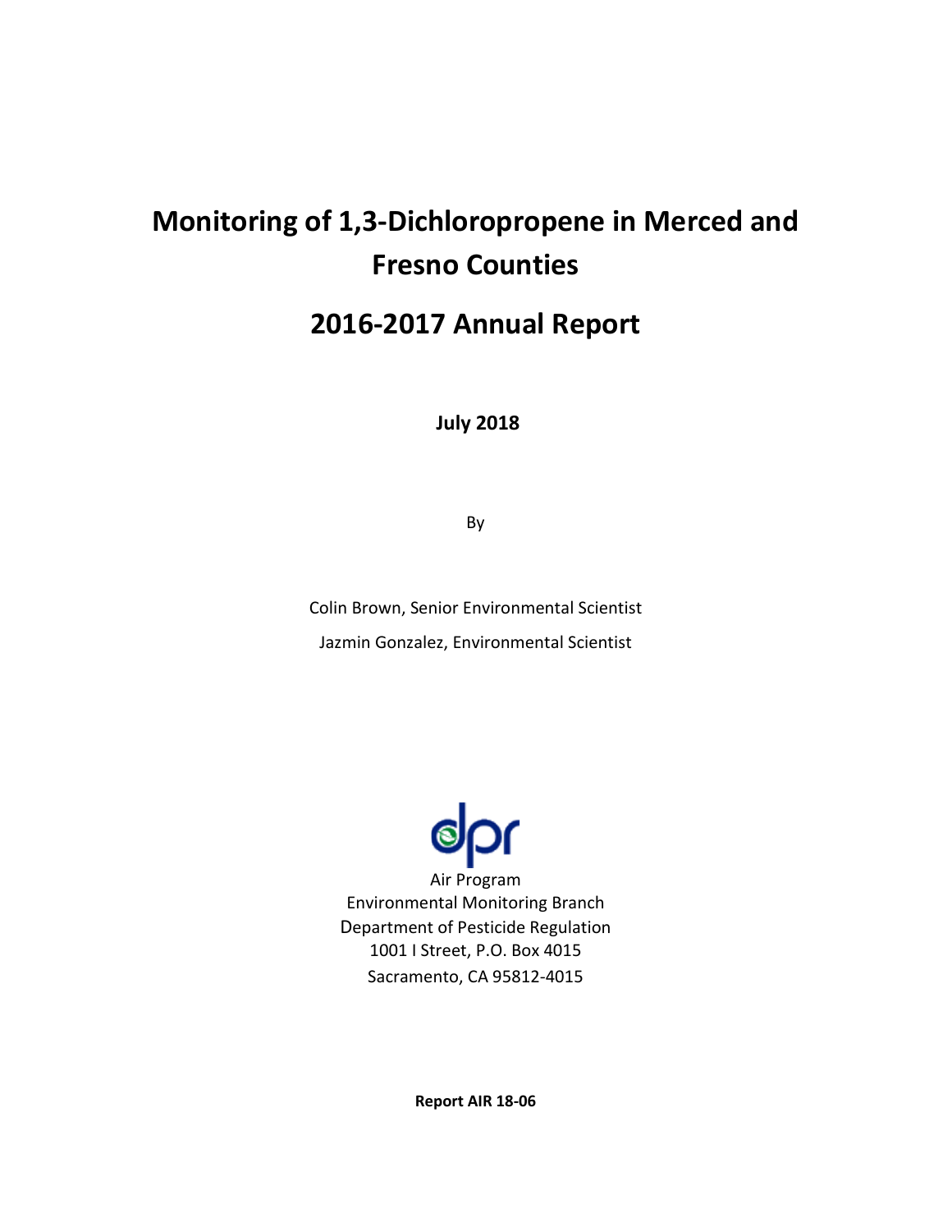# Monitoring of 1,3-Dichloropropene in Merced and Fresno Counties

## 2016-2017 Annual Report

**July 2018**

By

Colin Brown, Senior Environmental Scientist

Jazmin Gonzalez, Environmental Scientist

dpr

Air Program
Environmental Monitoring Branch
Department of Pesticide Regulation
1001 I Street, P.O. Box 4015
Sacramento, CA 95812-4015

**Report AIR 18-06**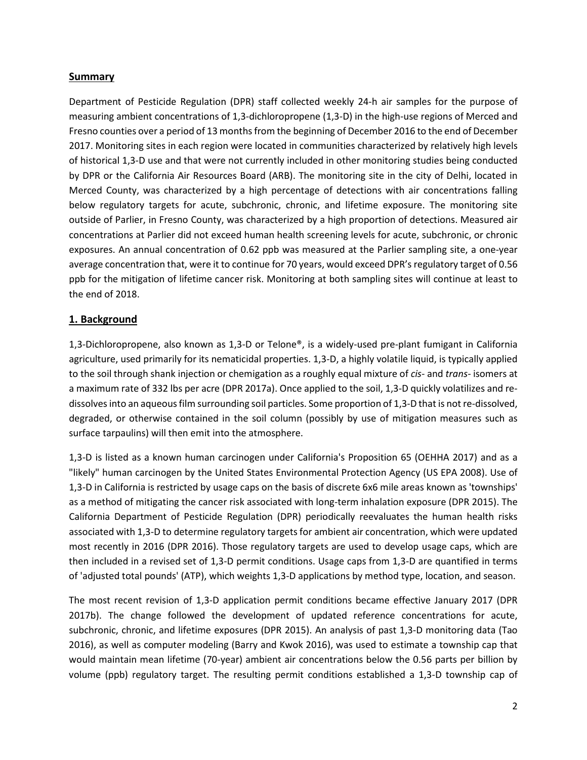## Summary

Department of Pesticide Regulation (DPR) staff collected weekly 24-h air samples for the purpose of measuring ambient concentrations of 1,3-dichloropropene (1,3-D) in the high-use regions of Merced and Fresno counties over a period of 13 months from the beginning of December 2016 to the end of December 2017. Monitoring sites in each region were located in communities characterized by relatively high levels of historical 1,3-D use and that were not currently included in other monitoring studies being conducted by DPR or the California Air Resources Board (ARB). The monitoring site in the city of Delhi, located in Merced County, was characterized by a high percentage of detections with air concentrations falling below regulatory targets for acute, subchronic, chronic, and lifetime exposure. The monitoring site outside of Parlier, in Fresno County, was characterized by a high proportion of detections. Measured air concentrations at Parlier did not exceed human health screening levels for acute, subchronic, or chronic exposures. An annual concentration of 0.62 ppb was measured at the Parlier sampling site, a one-year average concentration that, were it to continue for 70 years, would exceed DPR's regulatory target of 0.56 ppb for the mitigation of lifetime cancer risk. Monitoring at both sampling sites will continue at least to the end of 2018.

## 1. Background

1,3-Dichloropropene, also known as 1,3-D or Telone®, is a widely-used pre-plant fumigant in California agriculture, used primarily for its nematicidal properties. 1,3-D, a highly volatile liquid, is typically applied to the soil through shank injection or chemigation as a roughly equal mixture of *cis*- and *trans*- isomers at a maximum rate of 332 lbs per acre (DPR 2017a). Once applied to the soil, 1,3-D quickly volatilizes and re-dissolves into an aqueous film surrounding soil particles. Some proportion of 1,3-D that is not re-dissolved, degraded, or otherwise contained in the soil column (possibly by use of mitigation measures such as surface tarpaulins) will then emit into the atmosphere.

1,3-D is listed as a known human carcinogen under California's Proposition 65 (OEHHA 2017) and as a "likely" human carcinogen by the United States Environmental Protection Agency (US EPA 2008). Use of 1,3-D in California is restricted by usage caps on the basis of discrete 6x6 mile areas known as 'townships' as a method of mitigating the cancer risk associated with long-term inhalation exposure (DPR 2015). The California Department of Pesticide Regulation (DPR) periodically reevaluates the human health risks associated with 1,3-D to determine regulatory targets for ambient air concentration, which were updated most recently in 2016 (DPR 2016). Those regulatory targets are used to develop usage caps, which are then included in a revised set of 1,3-D permit conditions. Usage caps from 1,3-D are quantified in terms of 'adjusted total pounds' (ATP), which weights 1,3-D applications by method type, location, and season.

The most recent revision of 1,3-D application permit conditions became effective January 2017 (DPR 2017b). The change followed the development of updated reference concentrations for acute, subchronic, chronic, and lifetime exposures (DPR 2015). An analysis of past 1,3-D monitoring data (Tao 2016), as well as computer modeling (Barry and Kwok 2016), was used to estimate a township cap that would maintain mean lifetime (70-year) ambient air concentrations below the 0.56 parts per billion by volume (ppb) regulatory target. The resulting permit conditions established a 1,3-D township cap of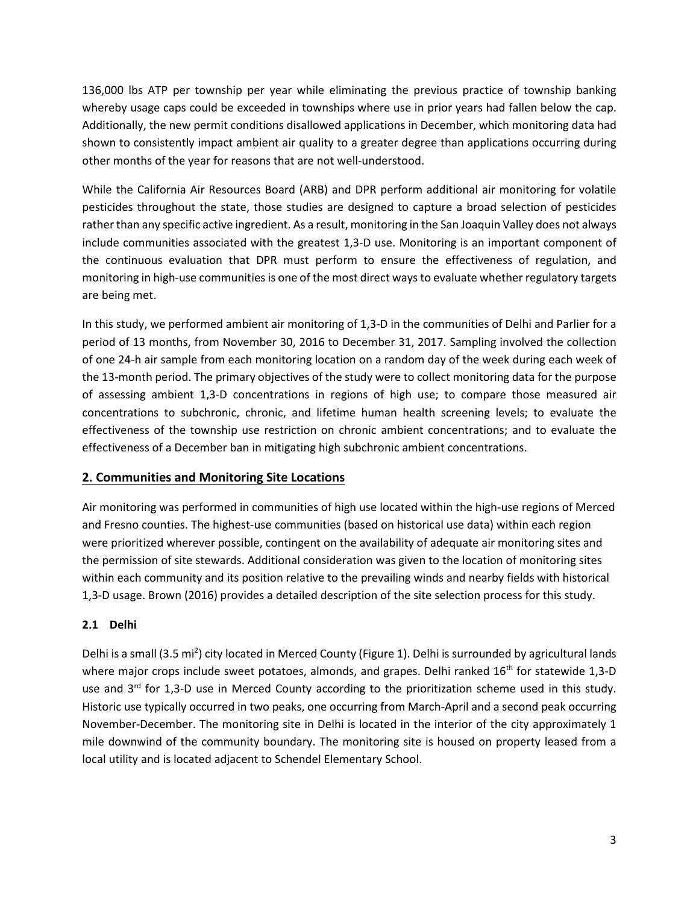136,000 lbs ATP per township per year while eliminating the previous practice of township banking whereby usage caps could be exceeded in townships where use in prior years had fallen below the cap. Additionally, the new permit conditions disallowed applications in December, which monitoring data had shown to consistently impact ambient air quality to a greater degree than applications occurring during other months of the year for reasons that are not well-understood.

While the California Air Resources Board (ARB) and DPR perform additional air monitoring for volatile pesticides throughout the state, those studies are designed to capture a broad selection of pesticides rather than any specific active ingredient. As a result, monitoring in the San Joaquin Valley does not always include communities associated with the greatest 1,3-D use. Monitoring is an important component of the continuous evaluation that DPR must perform to ensure the effectiveness of regulation, and monitoring in high-use communities is one of the most direct ways to evaluate whether regulatory targets are being met.

In this study, we performed ambient air monitoring of 1,3-D in the communities of Delhi and Parlier for a period of 13 months, from November 30, 2016 to December 31, 2017. Sampling involved the collection of one 24-h air sample from each monitoring location on a random day of the week during each week of the 13-month period. The primary objectives of the study were to collect monitoring data for the purpose of assessing ambient 1,3-D concentrations in regions of high use; to compare those measured air concentrations to subchronic, chronic, and lifetime human health screening levels; to evaluate the effectiveness of the township use restriction on chronic ambient concentrations; and to evaluate the effectiveness of a December ban in mitigating high subchronic ambient concentrations.

## 2. Communities and Monitoring Site Locations

Air monitoring was performed in communities of high use located within the high-use regions of Merced and Fresno counties. The highest-use communities (based on historical use data) within each region were prioritized wherever possible, contingent on the availability of adequate air monitoring sites and the permission of site stewards. Additional consideration was given to the location of monitoring sites within each community and its position relative to the prevailing winds and nearby fields with historical 1,3-D usage. Brown (2016) provides a detailed description of the site selection process for this study.

### 2.1 Delhi

Delhi is a small (3.5 $mi^2$) city located in Merced County (Figure 1). Delhi is surrounded by agricultural lands where major crops include sweet potatoes, almonds, and grapes. Delhi ranked 16$^{th}$ for statewide 1,3-D use and 3$^{rd}$ for 1,3-D use in Merced County according to the prioritization scheme used in this study. Historic use typically occurred in two peaks, one occurring from March-April and a second peak occurring November-December. The monitoring site in Delhi is located in the interior of the city approximately 1 mile downwind of the community boundary. The monitoring site is housed on property leased from a local utility and is located adjacent to Schendel Elementary School.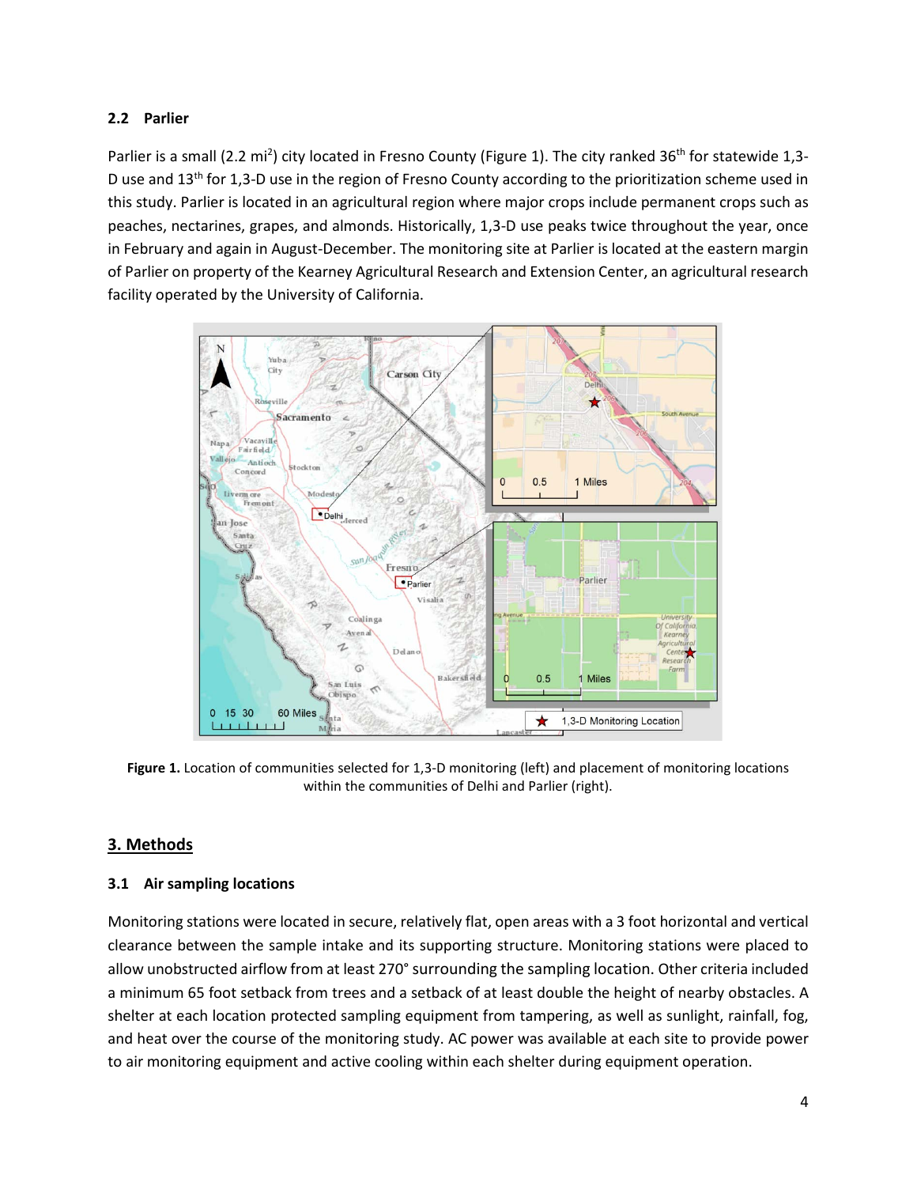### 2.2 Parlier

Parlier is a small (2.2 $mi^2$) city located in Fresno County (Figure 1). The city ranked 36th for statewide 1,3-D use and 13th for 1,3-D use in the region of Fresno County according to the prioritization scheme used in this study. Parlier is located in an agricultural region where major crops include permanent crops such as peaches, nectarines, grapes, and almonds. Historically, 1,3-D use peaks twice throughout the year, once in February and again in August-December. The monitoring site at Parlier is located at the eastern margin of Parlier on property of the Kearney Agricultural Research and Extension Center, an agricultural research facility operated by the University of California.

**Figure 1.** Location of communities selected for 1,3-D monitoring (left) and placement of monitoring locations within the communities of Delhi and Parlier (right).

## 3. Methods

### 3.1 Air sampling locations

Monitoring stations were located in secure, relatively flat, open areas with a 3 foot horizontal and vertical clearance between the sample intake and its supporting structure. Monitoring stations were placed to allow unobstructed airflow from at least 270° surrounding the sampling location. Other criteria included a minimum 65 foot setback from trees and a setback of at least double the height of nearby obstacles. A shelter at each location protected sampling equipment from tampering, as well as sunlight, rainfall, fog, and heat over the course of the monitoring study. AC power was available at each site to provide power to air monitoring equipment and active cooling within each shelter during equipment operation.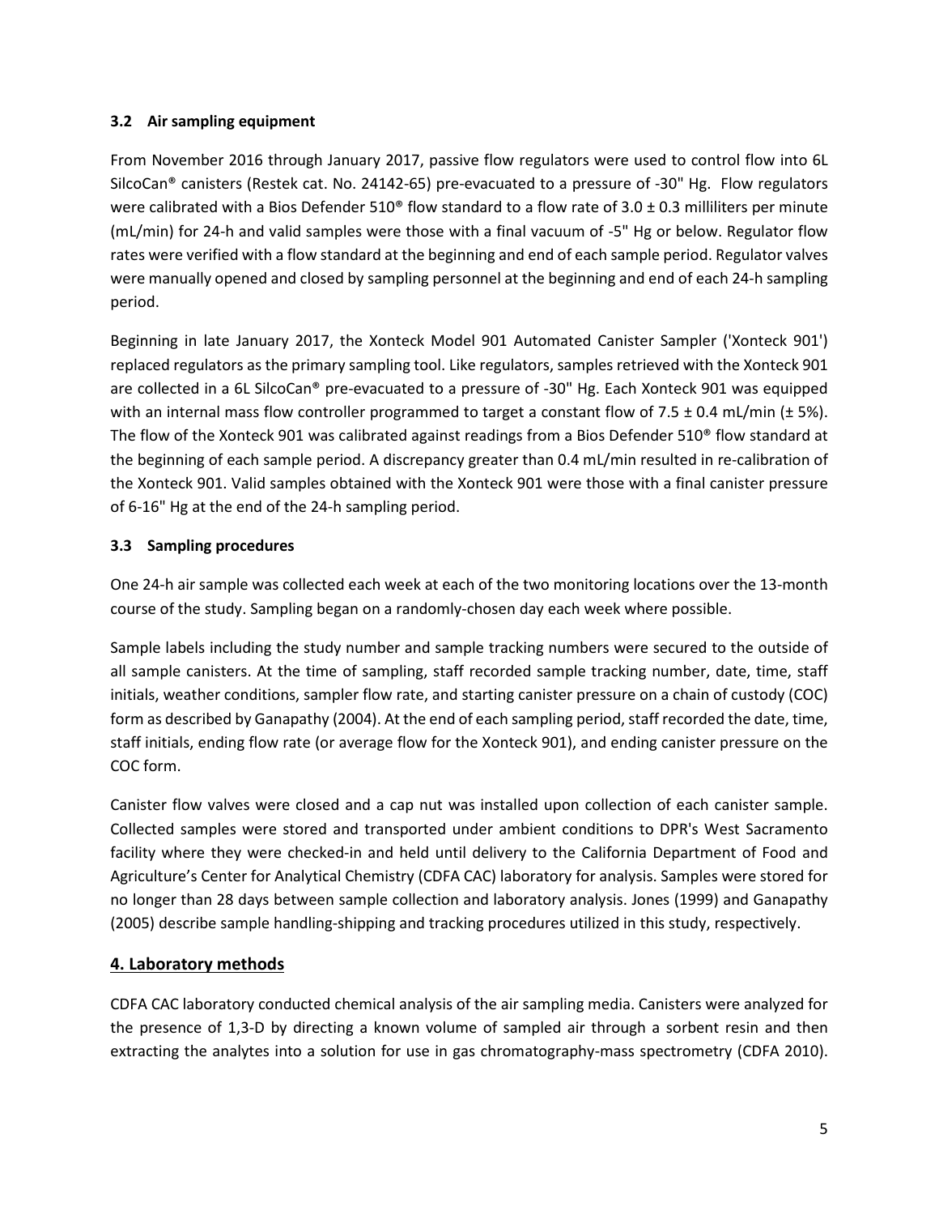### 3.2 Air sampling equipment

From November 2016 through January 2017, passive flow regulators were used to control flow into 6L SilcoCan® canisters (Restek cat. No. 24142-65) pre-evacuated to a pressure of -30" Hg. Flow regulators were calibrated with a Bios Defender 510® flow standard to a flow rate of 3.0 ± 0.3 milliliters per minute (mL/min) for 24-h and valid samples were those with a final vacuum of -5" Hg or below. Regulator flow rates were verified with a flow standard at the beginning and end of each sample period. Regulator valves were manually opened and closed by sampling personnel at the beginning and end of each 24-h sampling period.

Beginning in late January 2017, the Xonteck Model 901 Automated Canister Sampler ('Xonteck 901') replaced regulators as the primary sampling tool. Like regulators, samples retrieved with the Xonteck 901 are collected in a 6L SilcoCan® pre-evacuated to a pressure of -30" Hg. Each Xonteck 901 was equipped with an internal mass flow controller programmed to target a constant flow of 7.5 ± 0.4 mL/min (± 5%). The flow of the Xonteck 901 was calibrated against readings from a Bios Defender 510® flow standard at the beginning of each sample period. A discrepancy greater than 0.4 mL/min resulted in re-calibration of the Xonteck 901. Valid samples obtained with the Xonteck 901 were those with a final canister pressure of 6-16" Hg at the end of the 24-h sampling period.

### 3.3 Sampling procedures

One 24-h air sample was collected each week at each of the two monitoring locations over the 13-month course of the study. Sampling began on a randomly-chosen day each week where possible.

Sample labels including the study number and sample tracking numbers were secured to the outside of all sample canisters. At the time of sampling, staff recorded sample tracking number, date, time, staff initials, weather conditions, sampler flow rate, and starting canister pressure on a chain of custody (COC) form as described by Ganapathy (2004). At the end of each sampling period, staff recorded the date, time, staff initials, ending flow rate (or average flow for the Xonteck 901), and ending canister pressure on the COC form.

Canister flow valves were closed and a cap nut was installed upon collection of each canister sample. Collected samples were stored and transported under ambient conditions to DPR's West Sacramento facility where they were checked-in and held until delivery to the California Department of Food and Agriculture's Center for Analytical Chemistry (CDFA CAC) laboratory for analysis. Samples were stored for no longer than 28 days between sample collection and laboratory analysis. Jones (1999) and Ganapathy (2005) describe sample handling-shipping and tracking procedures utilized in this study, respectively.

## 4. Laboratory methods

CDFA CAC laboratory conducted chemical analysis of the air sampling media. Canisters were analyzed for the presence of 1,3-D by directing a known volume of sampled air through a sorbent resin and then extracting the analytes into a solution for use in gas chromatography-mass spectrometry (CDFA 2010).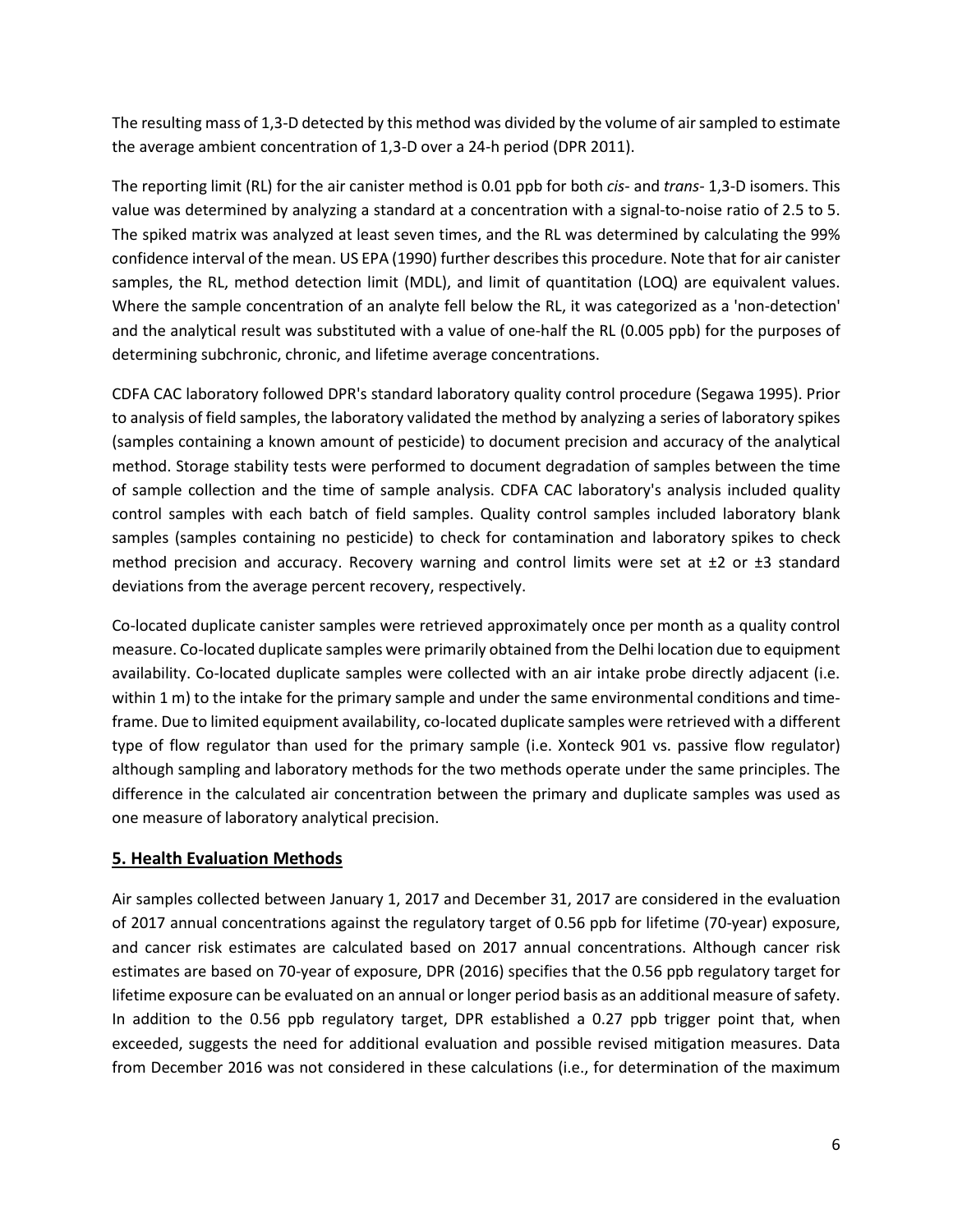The resulting mass of 1,3-D detected by this method was divided by the volume of air sampled to estimate the average ambient concentration of 1,3-D over a 24-h period (DPR 2011).

The reporting limit (RL) for the air canister method is 0.01 ppb for both *cis*- and *trans*- 1,3-D isomers. This value was determined by analyzing a standard at a concentration with a signal-to-noise ratio of 2.5 to 5. The spiked matrix was analyzed at least seven times, and the RL was determined by calculating the 99% confidence interval of the mean. US EPA (1990) further describes this procedure. Note that for air canister samples, the RL, method detection limit (MDL), and limit of quantitation (LOQ) are equivalent values. Where the sample concentration of an analyte fell below the RL, it was categorized as a 'non-detection' and the analytical result was substituted with a value of one-half the RL (0.005 ppb) for the purposes of determining subchronic, chronic, and lifetime average concentrations.

CDFA CAC laboratory followed DPR's standard laboratory quality control procedure (Segawa 1995). Prior to analysis of field samples, the laboratory validated the method by analyzing a series of laboratory spikes (samples containing a known amount of pesticide) to document precision and accuracy of the analytical method. Storage stability tests were performed to document degradation of samples between the time of sample collection and the time of sample analysis. CDFA CAC laboratory's analysis included quality control samples with each batch of field samples. Quality control samples included laboratory blank samples (samples containing no pesticide) to check for contamination and laboratory spikes to check method precision and accuracy. Recovery warning and control limits were set at ±2 or ±3 standard deviations from the average percent recovery, respectively.

Co-located duplicate canister samples were retrieved approximately once per month as a quality control measure. Co-located duplicate samples were primarily obtained from the Delhi location due to equipment availability. Co-located duplicate samples were collected with an air intake probe directly adjacent (i.e. within 1 m) to the intake for the primary sample and under the same environmental conditions and time-frame. Due to limited equipment availability, co-located duplicate samples were retrieved with a different type of flow regulator than used for the primary sample (i.e. Xonteck 901 vs. passive flow regulator) although sampling and laboratory methods for the two methods operate under the same principles. The difference in the calculated air concentration between the primary and duplicate samples was used as one measure of laboratory analytical precision.

## 5. Health Evaluation Methods

Air samples collected between January 1, 2017 and December 31, 2017 are considered in the evaluation of 2017 annual concentrations against the regulatory target of 0.56 ppb for lifetime (70-year) exposure, and cancer risk estimates are calculated based on 2017 annual concentrations. Although cancer risk estimates are based on 70-year of exposure, DPR (2016) specifies that the 0.56 ppb regulatory target for lifetime exposure can be evaluated on an annual or longer period basis as an additional measure of safety. In addition to the 0.56 ppb regulatory target, DPR established a 0.27 ppb trigger point that, when exceeded, suggests the need for additional evaluation and possible revised mitigation measures. Data from December 2016 was not considered in these calculations (i.e., for determination of the maximum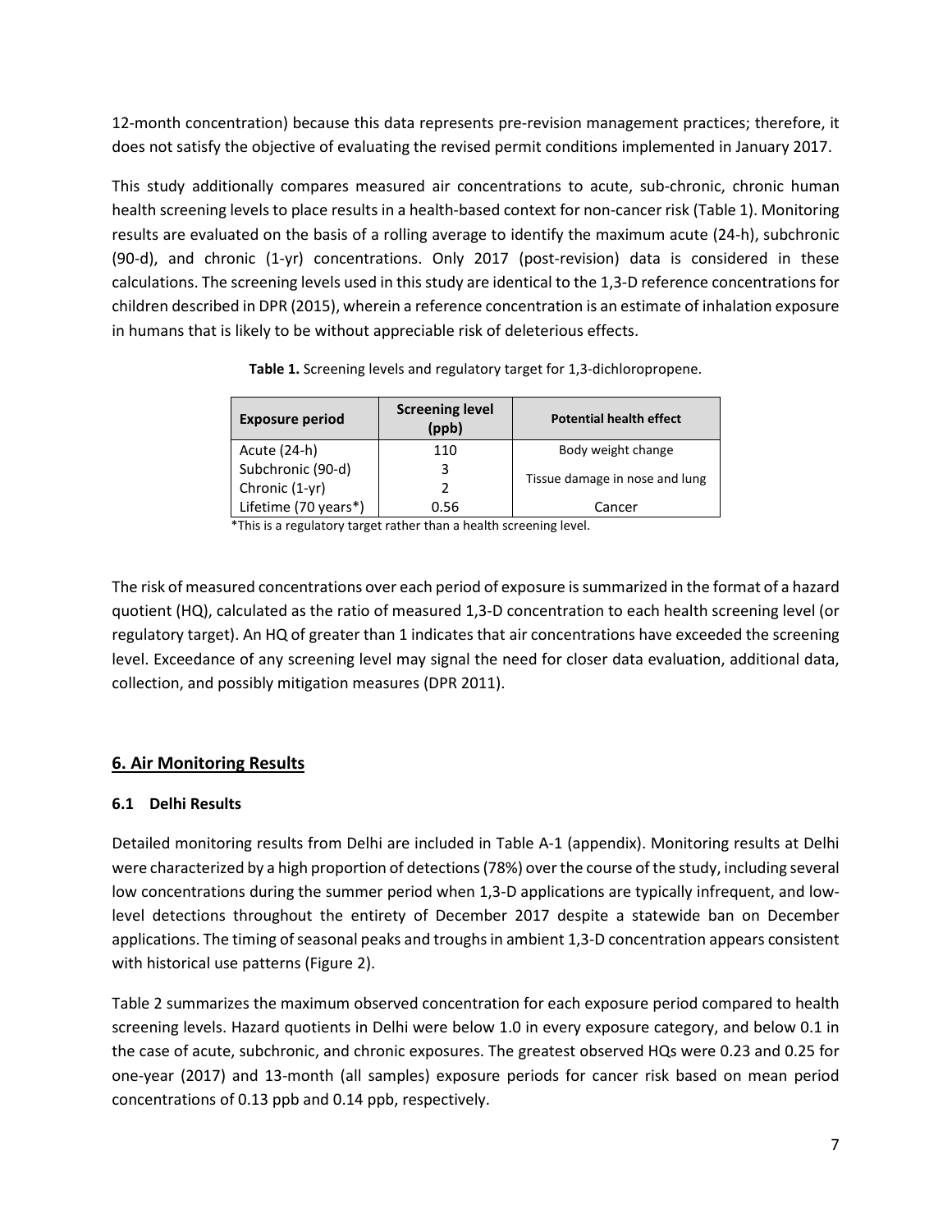12-month concentration) because this data represents pre-revision management practices; therefore, it does not satisfy the objective of evaluating the revised permit conditions implemented in January 2017.

This study additionally compares measured air concentrations to acute, sub-chronic, chronic human health screening levels to place results in a health-based context for non-cancer risk (Table 1). Monitoring results are evaluated on the basis of a rolling average to identify the maximum acute (24-h), subchronic (90-d), and chronic (1-yr) concentrations. Only 2017 (post-revision) data is considered in these calculations. The screening levels used in this study are identical to the 1,3-D reference concentrations for children described in DPR (2015), wherein a reference concentration is an estimate of inhalation exposure in humans that is likely to be without appreciable risk of deleterious effects.

**Table 1.** Screening levels and regulatory target for 1,3-dichloropropene.

| Exposure period | Screening level (ppb) | Potential health effect |
|---|---|---|
| Acute (24-h) | 110 | Body weight change |
| Subchronic (90-d) | 3 | Tissue damage in nose and lung |
| Chronic (1-yr) | 2 | |
| Lifetime (70 years*) | 0.56 | Cancer |

*This is a regulatory target rather than a health screening level.

The risk of measured concentrations over each period of exposure is summarized in the format of a hazard quotient (HQ), calculated as the ratio of measured 1,3-D concentration to each health screening level (or regulatory target). An HQ of greater than 1 indicates that air concentrations have exceeded the screening level. Exceedance of any screening level may signal the need for closer data evaluation, additional data, collection, and possibly mitigation measures (DPR 2011).

## 6. Air Monitoring Results

### 6.1 Delhi Results

Detailed monitoring results from Delhi are included in Table A-1 (appendix). Monitoring results at Delhi were characterized by a high proportion of detections (78%) over the course of the study, including several low concentrations during the summer period when 1,3-D applications are typically infrequent, and low-level detections throughout the entirety of December 2017 despite a statewide ban on December applications. The timing of seasonal peaks and troughs in ambient 1,3-D concentration appears consistent with historical use patterns (Figure 2).

Table 2 summarizes the maximum observed concentration for each exposure period compared to health screening levels. Hazard quotients in Delhi were below 1.0 in every exposure category, and below 0.1 in the case of acute, subchronic, and chronic exposures. The greatest observed HQs were 0.23 and 0.25 for one-year (2017) and 13-month (all samples) exposure periods for cancer risk based on mean period concentrations of 0.13 ppb and 0.14 ppb, respectively.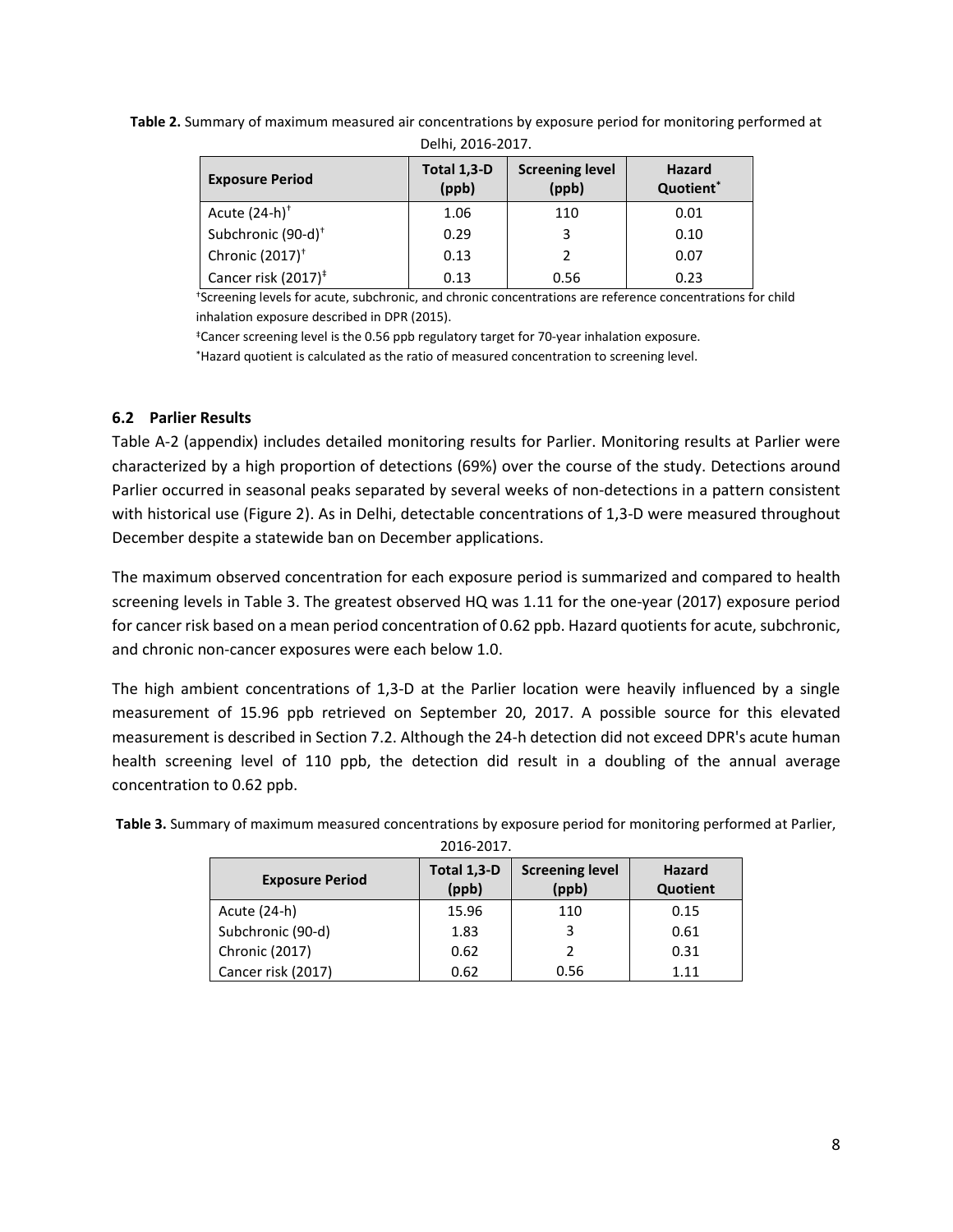**Table 2.** Summary of maximum measured air concentrations by exposure period for monitoring performed at Delhi, 2016-2017.

| Exposure Period | Total 1,3-D (ppb) | Screening level (ppb) | Hazard Quotient* |
|---|---|---|---|
| Acute (24-h)† | 1.06 | 110 | 0.01 |
| Subchronic (90-d)† | 0.29 | 3 | 0.10 |
| Chronic (2017)† | 0.13 | 2 | 0.07 |
| Cancer risk (2017)‡ | 0.13 | 0.56 | 0.23 |

†Screening levels for acute, subchronic, and chronic concentrations are reference concentrations for child inhalation exposure described in DPR (2015).

‡Cancer screening level is the 0.56 ppb regulatory target for 70-year inhalation exposure.

*Hazard quotient is calculated as the ratio of measured concentration to screening level.

### 6.2 Parlier Results

Table A-2 (appendix) includes detailed monitoring results for Parlier. Monitoring results at Parlier were characterized by a high proportion of detections (69%) over the course of the study. Detections around Parlier occurred in seasonal peaks separated by several weeks of non-detections in a pattern consistent with historical use (Figure 2). As in Delhi, detectable concentrations of 1,3-D were measured throughout December despite a statewide ban on December applications.

The maximum observed concentration for each exposure period is summarized and compared to health screening levels in Table 3. The greatest observed HQ was 1.11 for the one-year (2017) exposure period for cancer risk based on a mean period concentration of 0.62 ppb. Hazard quotients for acute, subchronic, and chronic non-cancer exposures were each below 1.0.

The high ambient concentrations of 1,3-D at the Parlier location were heavily influenced by a single measurement of 15.96 ppb retrieved on September 20, 2017. A possible source for this elevated measurement is described in Section 7.2. Although the 24-h detection did not exceed DPR's acute human health screening level of 110 ppb, the detection did result in a doubling of the annual average concentration to 0.62 ppb.

**Table 3.** Summary of maximum measured concentrations by exposure period for monitoring performed at Parlier, 2016-2017.

| Exposure Period | Total 1,3-D (ppb) | Screening level (ppb) | Hazard Quotient |
|---|---|---|---|
| Acute (24-h) | 15.96 | 110 | 0.15 |
| Subchronic (90-d) | 1.83 | 3 | 0.61 |
| Chronic (2017) | 0.62 | 2 | 0.31 |
| Cancer risk (2017) | 0.62 | 0.56 | 1.11 |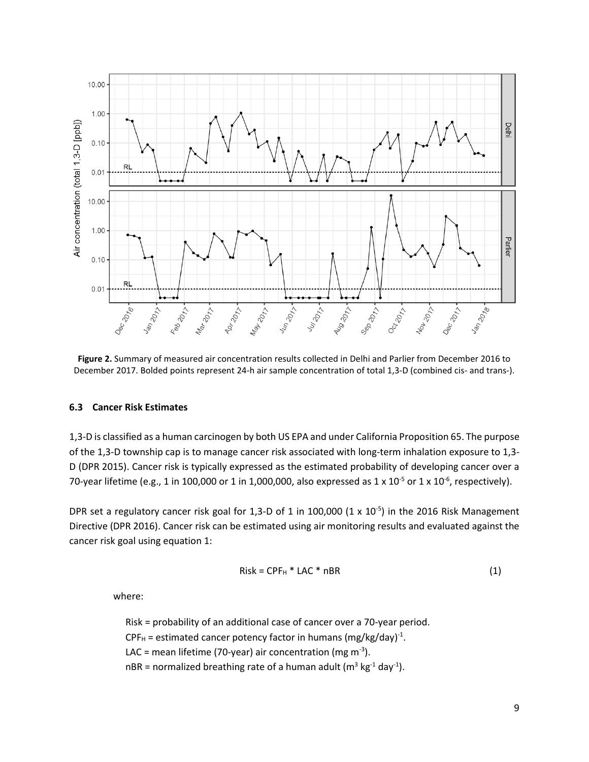**Figure 2.** Summary of measured air concentration results collected in Delhi and Parlier from December 2016 to December 2017. Bolded points represent 24-h air sample concentration of total 1,3-D (combined cis- and trans-).

### 6.3 Cancer Risk Estimates

1,3-D is classified as a human carcinogen by both US EPA and under California Proposition 65. The purpose of the 1,3-D township cap is to manage cancer risk associated with long-term inhalation exposure to 1,3-D (DPR 2015). Cancer risk is typically expressed as the estimated probability of developing cancer over a 70-year lifetime (e.g., 1 in 100,000 or 1 in 1,000,000, also expressed as $1 \times 10^{-5}$ or $1 \times 10^{-6}$, respectively).

DPR set a regulatory cancer risk goal for 1,3-D of 1 in 100,000 ($1 \times 10^{-5}$) in the 2016 Risk Management Directive (DPR 2016). Cancer risk can be estimated using air monitoring results and evaluated against the cancer risk goal using equation 1:

$$\text{Risk} = CPF_H * LAC * nBR \tag{1}$$

where:

Risk = probability of an additional case of cancer over a 70-year period.
$CPF_H$ = estimated cancer potency factor in humans $(mg/kg/day)^{-1}$.
LAC = mean lifetime (70-year) air concentration ($mg\ m^{-3}$).
nBR = normalized breathing rate of a human adult ($m^3\ kg^{-1}\ day^{-1}$).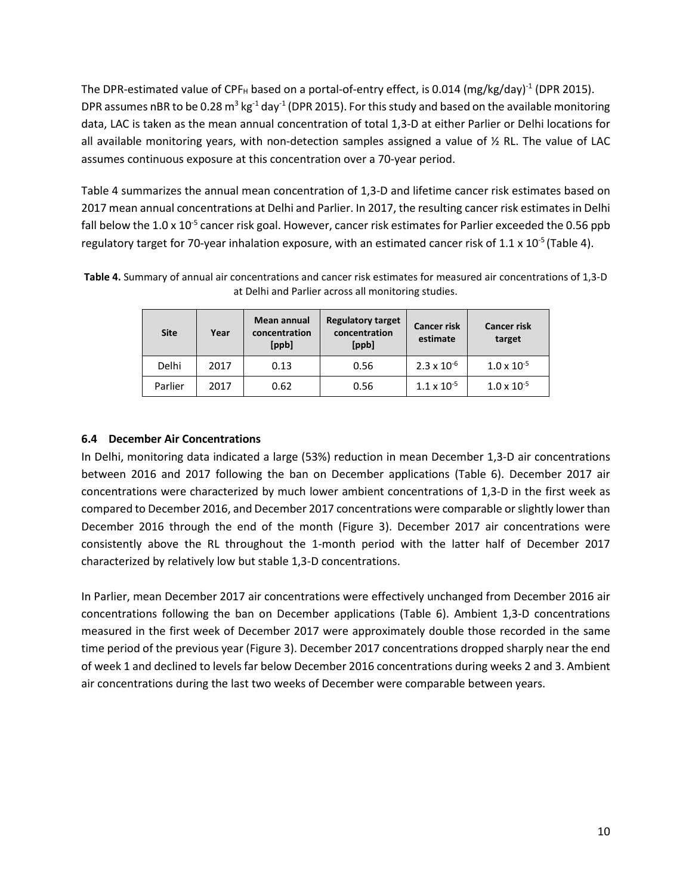The DPR-estimated value of $CPF_H$ based on a portal-of-entry effect, is 0.014 $(mg/kg/day)^{-1}$ (DPR 2015). DPR assumes nBR to be 0.28 $m^3$ $kg^{-1}$ $day^{-1}$ (DPR 2015). For this study and based on the available monitoring data, LAC is taken as the mean annual concentration of total 1,3-D at either Parlier or Delhi locations for all available monitoring years, with non-detection samples assigned a value of ½ RL. The value of LAC assumes continuous exposure at this concentration over a 70-year period.

Table 4 summarizes the annual mean concentration of 1,3-D and lifetime cancer risk estimates based on 2017 mean annual concentrations at Delhi and Parlier. In 2017, the resulting cancer risk estimates in Delhi fall below the $1.0 \times 10^{-5}$ cancer risk goal. However, cancer risk estimates for Parlier exceeded the 0.56 ppb regulatory target for 70-year inhalation exposure, with an estimated cancer risk of $1.1 \times 10^{-5}$ (Table 4).

**Table 4.** Summary of annual air concentrations and cancer risk estimates for measured air concentrations of 1,3-D at Delhi and Parlier across all monitoring studies.

| Site | Year | Mean annual concentration [ppb] | Regulatory target concentration [ppb] | Cancer risk estimate | Cancer risk target |
|---|---|---|---|---|---|
| Delhi | 2017 | 0.13 | 0.56 | $2.3 \times 10^{-6}$ | $1.0 \times 10^{-5}$ |
| Parlier | 2017 | 0.62 | 0.56 | $1.1 \times 10^{-5}$ | $1.0 \times 10^{-5}$ |

### 6.4 December Air Concentrations

In Delhi, monitoring data indicated a large (53%) reduction in mean December 1,3-D air concentrations between 2016 and 2017 following the ban on December applications (Table 6). December 2017 air concentrations were characterized by much lower ambient concentrations of 1,3-D in the first week as compared to December 2016, and December 2017 concentrations were comparable or slightly lower than December 2016 through the end of the month (Figure 3). December 2017 air concentrations were consistently above the RL throughout the 1-month period with the latter half of December 2017 characterized by relatively low but stable 1,3-D concentrations.

In Parlier, mean December 2017 air concentrations were effectively unchanged from December 2016 air concentrations following the ban on December applications (Table 6). Ambient 1,3-D concentrations measured in the first week of December 2017 were approximately double those recorded in the same time period of the previous year (Figure 3). December 2017 concentrations dropped sharply near the end of week 1 and declined to levels far below December 2016 concentrations during weeks 2 and 3. Ambient air concentrations during the last two weeks of December were comparable between years.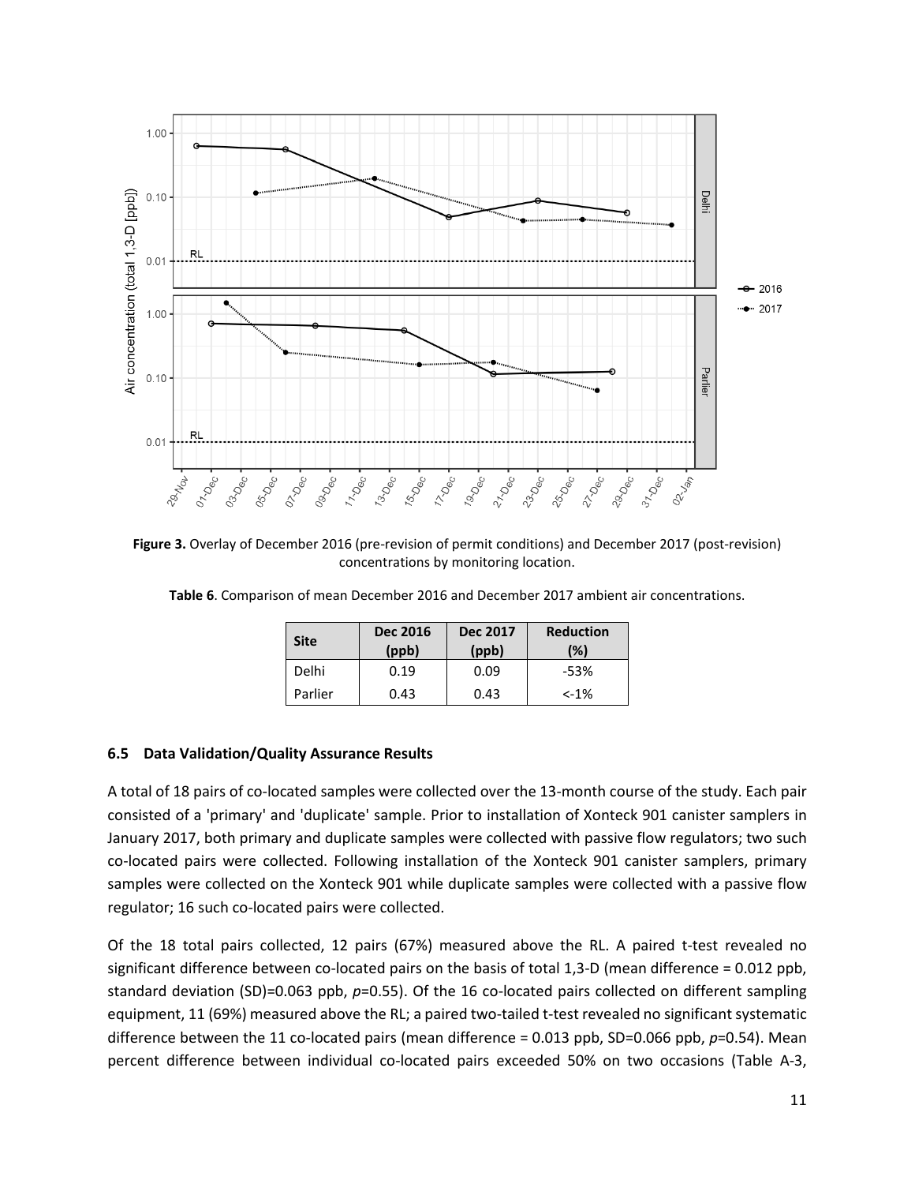**Figure 3.** Overlay of December 2016 (pre-revision of permit conditions) and December 2017 (post-revision) concentrations by monitoring location.

**Table 6**. Comparison of mean December 2016 and December 2017 ambient air concentrations.

| Site | Dec 2016 (ppb) | Dec 2017 (ppb) | Reduction (%) |
|---|---|---|---|
| Delhi | 0.19 | 0.09 | -53% |
| Parlier | 0.43 | 0.43 | <-1% |

### 6.5 Data Validation/Quality Assurance Results

A total of 18 pairs of co-located samples were collected over the 13-month course of the study. Each pair consisted of a 'primary' and 'duplicate' sample. Prior to installation of Xonteck 901 canister samplers in January 2017, both primary and duplicate samples were collected with passive flow regulators; two such co-located pairs were collected. Following installation of the Xonteck 901 canister samplers, primary samples were collected on the Xonteck 901 while duplicate samples were collected with a passive flow regulator; 16 such co-located pairs were collected.

Of the 18 total pairs collected, 12 pairs (67%) measured above the RL. A paired t-test revealed no significant difference between co-located pairs on the basis of total 1,3-D (mean difference = 0.012 ppb, standard deviation (SD)=0.063 ppb, *p*=0.55). Of the 16 co-located pairs collected on different sampling equipment, 11 (69%) measured above the RL; a paired two-tailed t-test revealed no significant systematic difference between the 11 co-located pairs (mean difference = 0.013 ppb, SD=0.066 ppb, *p*=0.54). Mean percent difference between individual co-located pairs exceeded 50% on two occasions (Table A-3,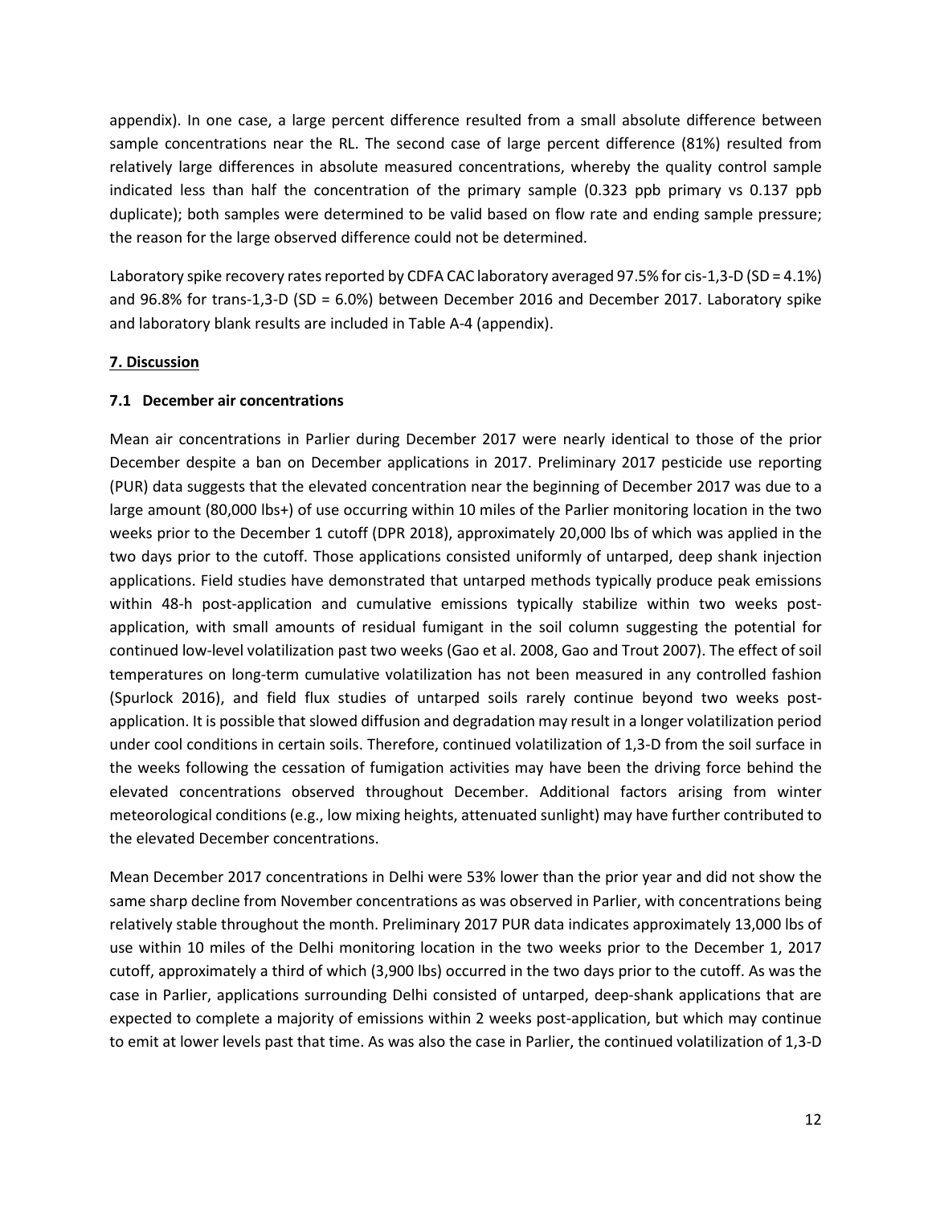appendix). In one case, a large percent difference resulted from a small absolute difference between sample concentrations near the RL. The second case of large percent difference (81%) resulted from relatively large differences in absolute measured concentrations, whereby the quality control sample indicated less than half the concentration of the primary sample (0.323 ppb primary vs 0.137 ppb duplicate); both samples were determined to be valid based on flow rate and ending sample pressure; the reason for the large observed difference could not be determined.

Laboratory spike recovery rates reported by CDFA CAC laboratory averaged 97.5% for cis-1,3-D (SD = 4.1%) and 96.8% for trans-1,3-D (SD = 6.0%) between December 2016 and December 2017. Laboratory spike and laboratory blank results are included in Table A-4 (appendix).

## 7. Discussion

### 7.1 December air concentrations

Mean air concentrations in Parlier during December 2017 were nearly identical to those of the prior December despite a ban on December applications in 2017. Preliminary 2017 pesticide use reporting (PUR) data suggests that the elevated concentration near the beginning of December 2017 was due to a large amount (80,000 lbs+) of use occurring within 10 miles of the Parlier monitoring location in the two weeks prior to the December 1 cutoff (DPR 2018), approximately 20,000 lbs of which was applied in the two days prior to the cutoff. Those applications consisted uniformly of untarped, deep shank injection applications. Field studies have demonstrated that untarped methods typically produce peak emissions within 48-h post-application and cumulative emissions typically stabilize within two weeks post-application, with small amounts of residual fumigant in the soil column suggesting the potential for continued low-level volatilization past two weeks (Gao et al. 2008, Gao and Trout 2007). The effect of soil temperatures on long-term cumulative volatilization has not been measured in any controlled fashion (Spurlock 2016), and field flux studies of untarped soils rarely continue beyond two weeks post-application. It is possible that slowed diffusion and degradation may result in a longer volatilization period under cool conditions in certain soils. Therefore, continued volatilization of 1,3-D from the soil surface in the weeks following the cessation of fumigation activities may have been the driving force behind the elevated concentrations observed throughout December. Additional factors arising from winter meteorological conditions (e.g., low mixing heights, attenuated sunlight) may have further contributed to the elevated December concentrations.

Mean December 2017 concentrations in Delhi were 53% lower than the prior year and did not show the same sharp decline from November concentrations as was observed in Parlier, with concentrations being relatively stable throughout the month. Preliminary 2017 PUR data indicates approximately 13,000 lbs of use within 10 miles of the Delhi monitoring location in the two weeks prior to the December 1, 2017 cutoff, approximately a third of which (3,900 lbs) occurred in the two days prior to the cutoff. As was the case in Parlier, applications surrounding Delhi consisted of untarped, deep-shank applications that are expected to complete a majority of emissions within 2 weeks post-application, but which may continue to emit at lower levels past that time. As was also the case in Parlier, the continued volatilization of 1,3-D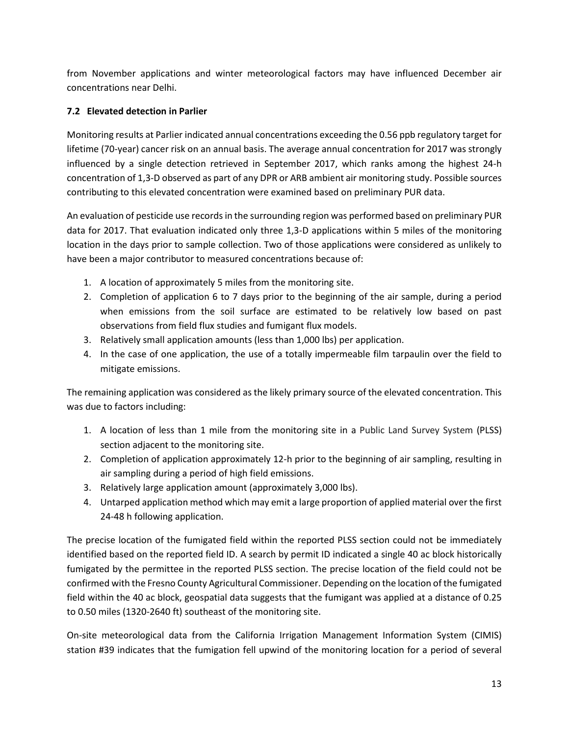from November applications and winter meteorological factors may have influenced December air concentrations near Delhi.

### 7.2 Elevated detection in Parlier

Monitoring results at Parlier indicated annual concentrations exceeding the 0.56 ppb regulatory target for lifetime (70-year) cancer risk on an annual basis. The average annual concentration for 2017 was strongly influenced by a single detection retrieved in September 2017, which ranks among the highest 24-h concentration of 1,3-D observed as part of any DPR or ARB ambient air monitoring study. Possible sources contributing to this elevated concentration were examined based on preliminary PUR data.

An evaluation of pesticide use records in the surrounding region was performed based on preliminary PUR data for 2017. That evaluation indicated only three 1,3-D applications within 5 miles of the monitoring location in the days prior to sample collection. Two of those applications were considered as unlikely to have been a major contributor to measured concentrations because of:

1. A location of approximately 5 miles from the monitoring site.
2. Completion of application 6 to 7 days prior to the beginning of the air sample, during a period when emissions from the soil surface are estimated to be relatively low based on past observations from field flux studies and fumigant flux models.
3. Relatively small application amounts (less than 1,000 lbs) per application.
4. In the case of one application, the use of a totally impermeable film tarpaulin over the field to mitigate emissions.

The remaining application was considered as the likely primary source of the elevated concentration. This was due to factors including:

1. A location of less than 1 mile from the monitoring site in a Public Land Survey System (PLSS) section adjacent to the monitoring site.
2. Completion of application approximately 12-h prior to the beginning of air sampling, resulting in air sampling during a period of high field emissions.
3. Relatively large application amount (approximately 3,000 lbs).
4. Untarped application method which may emit a large proportion of applied material over the first 24-48 h following application.

The precise location of the fumigated field within the reported PLSS section could not be immediately identified based on the reported field ID. A search by permit ID indicated a single 40 ac block historically fumigated by the permittee in the reported PLSS section. The precise location of the field could not be confirmed with the Fresno County Agricultural Commissioner. Depending on the location of the fumigated field within the 40 ac block, geospatial data suggests that the fumigant was applied at a distance of 0.25 to 0.50 miles (1320-2640 ft) southeast of the monitoring site.

On-site meteorological data from the California Irrigation Management Information System (CIMIS) station #39 indicates that the fumigation fell upwind of the monitoring location for a period of several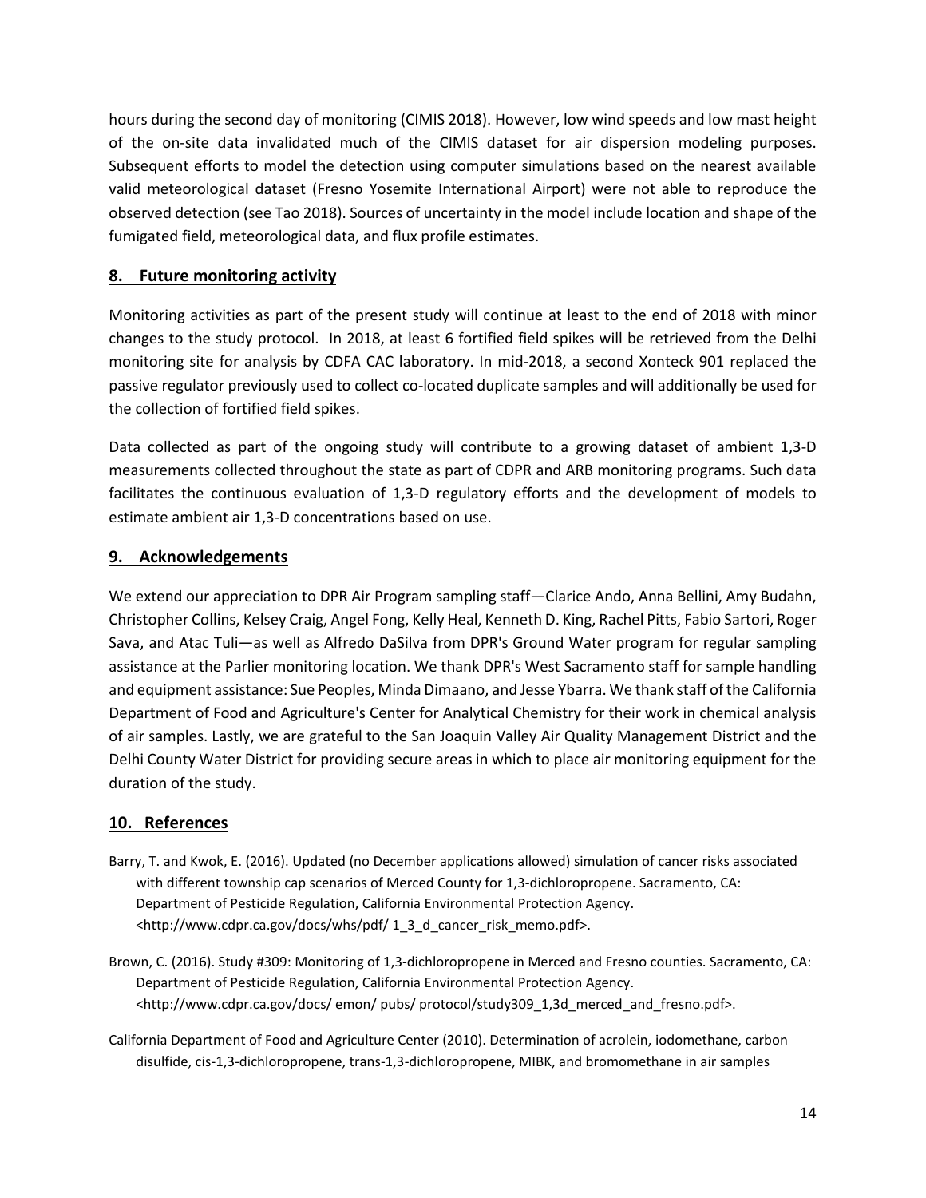hours during the second day of monitoring (CIMIS 2018). However, low wind speeds and low mast height of the on-site data invalidated much of the CIMIS dataset for air dispersion modeling purposes. Subsequent efforts to model the detection using computer simulations based on the nearest available valid meteorological dataset (Fresno Yosemite International Airport) were not able to reproduce the observed detection (see Tao 2018). Sources of uncertainty in the model include location and shape of the fumigated field, meteorological data, and flux profile estimates.

## 8. Future monitoring activity

Monitoring activities as part of the present study will continue at least to the end of 2018 with minor changes to the study protocol. In 2018, at least 6 fortified field spikes will be retrieved from the Delhi monitoring site for analysis by CDFA CAC laboratory. In mid-2018, a second Xonteck 901 replaced the passive regulator previously used to collect co-located duplicate samples and will additionally be used for the collection of fortified field spikes.

Data collected as part of the ongoing study will contribute to a growing dataset of ambient 1,3-D measurements collected throughout the state as part of CDPR and ARB monitoring programs. Such data facilitates the continuous evaluation of 1,3-D regulatory efforts and the development of models to estimate ambient air 1,3-D concentrations based on use.

## 9. Acknowledgements

We extend our appreciation to DPR Air Program sampling staff—Clarice Ando, Anna Bellini, Amy Budahn, Christopher Collins, Kelsey Craig, Angel Fong, Kelly Heal, Kenneth D. King, Rachel Pitts, Fabio Sartori, Roger Sava, and Atac Tuli—as well as Alfredo DaSilva from DPR's Ground Water program for regular sampling assistance at the Parlier monitoring location. We thank DPR's West Sacramento staff for sample handling and equipment assistance: Sue Peoples, Minda Dimaano, and Jesse Ybarra. We thank staff of the California Department of Food and Agriculture's Center for Analytical Chemistry for their work in chemical analysis of air samples. Lastly, we are grateful to the San Joaquin Valley Air Quality Management District and the Delhi County Water District for providing secure areas in which to place air monitoring equipment for the duration of the study.

## 10. References

Barry, T. and Kwok, E. (2016). Updated (no December applications allowed) simulation of cancer risks associated with different township cap scenarios of Merced County for 1,3-dichloropropene. Sacramento, CA: Department of Pesticide Regulation, California Environmental Protection Agency. <http://www.cdpr.ca.gov/docs/whs/pdf/ 1_3_d_cancer_risk_memo.pdf>.

Brown, C. (2016). Study #309: Monitoring of 1,3-dichloropropene in Merced and Fresno counties. Sacramento, CA: Department of Pesticide Regulation, California Environmental Protection Agency. <http://www.cdpr.ca.gov/docs/ emon/ pubs/ protocol/study309_1,3d_merced_and_fresno.pdf>.

California Department of Food and Agriculture Center (2010). Determination of acrolein, iodomethane, carbon disulfide, cis-1,3-dichloropropene, trans-1,3-dichloropropene, MIBK, and bromomethane in air samples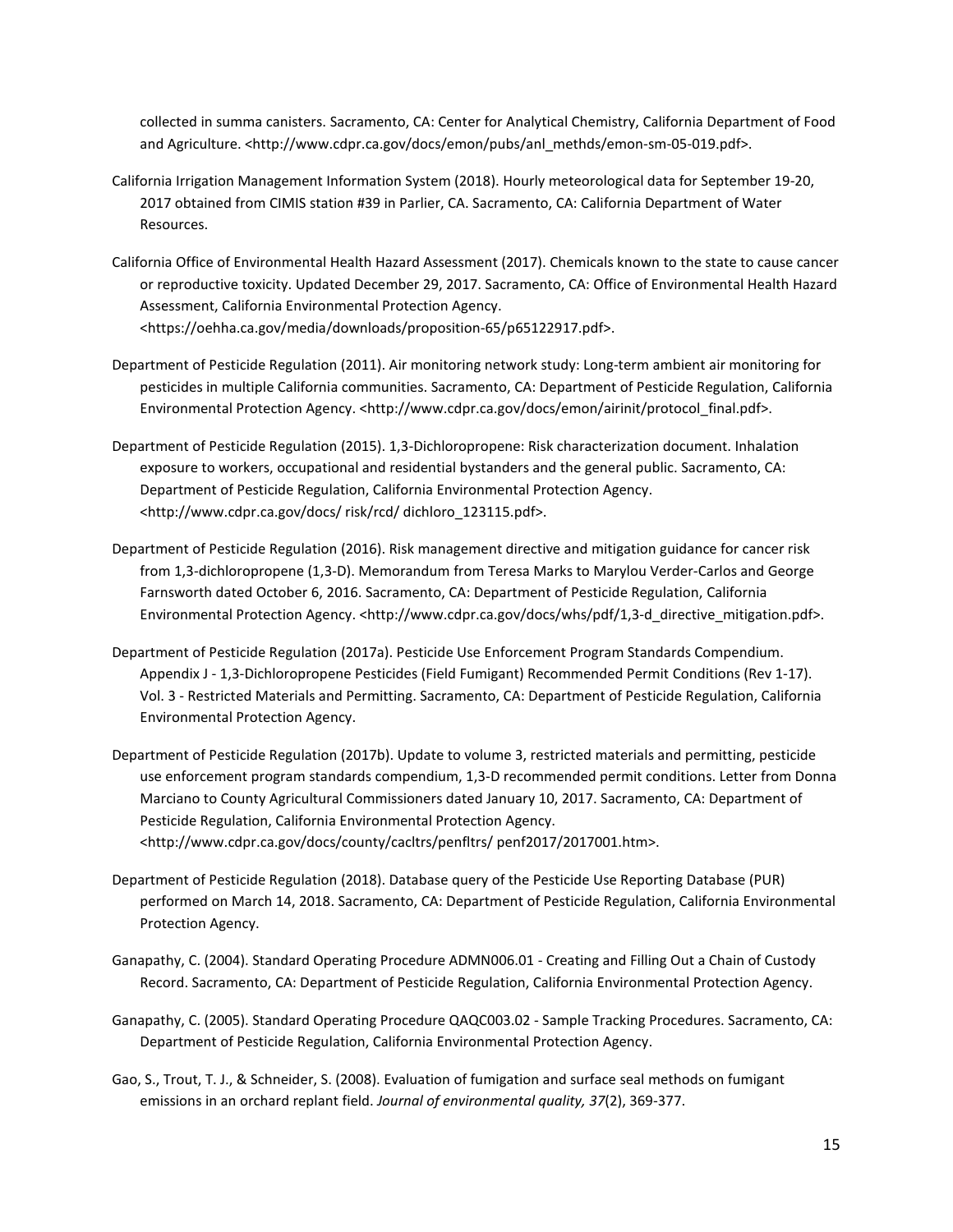collected in summa canisters. Sacramento, CA: Center for Analytical Chemistry, California Department of Food and Agriculture. <http://www.cdpr.ca.gov/docs/emon/pubs/anl_methds/emon-sm-05-019.pdf>.

California Irrigation Management Information System (2018). Hourly meteorological data for September 19-20, 2017 obtained from CIMIS station #39 in Parlier, CA. Sacramento, CA: California Department of Water Resources.

California Office of Environmental Health Hazard Assessment (2017). Chemicals known to the state to cause cancer or reproductive toxicity. Updated December 29, 2017. Sacramento, CA: Office of Environmental Health Hazard Assessment, California Environmental Protection Agency. <https://oehha.ca.gov/media/downloads/proposition-65/p65122917.pdf>.

Department of Pesticide Regulation (2011). Air monitoring network study: Long-term ambient air monitoring for pesticides in multiple California communities. Sacramento, CA: Department of Pesticide Regulation, California Environmental Protection Agency. <http://www.cdpr.ca.gov/docs/emon/airinit/protocol_final.pdf>.

Department of Pesticide Regulation (2015). 1,3-Dichloropropene: Risk characterization document. Inhalation exposure to workers, occupational and residential bystanders and the general public. Sacramento, CA: Department of Pesticide Regulation, California Environmental Protection Agency. <http://www.cdpr.ca.gov/docs/ risk/rcd/ dichloro_123115.pdf>.

Department of Pesticide Regulation (2016). Risk management directive and mitigation guidance for cancer risk from 1,3-dichloropropene (1,3-D). Memorandum from Teresa Marks to Marylou Verder-Carlos and George Farnsworth dated October 6, 2016. Sacramento, CA: Department of Pesticide Regulation, California Environmental Protection Agency. <http://www.cdpr.ca.gov/docs/whs/pdf/1,3-d_directive_mitigation.pdf>.

Department of Pesticide Regulation (2017a). Pesticide Use Enforcement Program Standards Compendium. Appendix J - 1,3-Dichloropropene Pesticides (Field Fumigant) Recommended Permit Conditions (Rev 1-17). Vol. 3 - Restricted Materials and Permitting. Sacramento, CA: Department of Pesticide Regulation, California Environmental Protection Agency.

Department of Pesticide Regulation (2017b). Update to volume 3, restricted materials and permitting, pesticide use enforcement program standards compendium, 1,3-D recommended permit conditions. Letter from Donna Marciano to County Agricultural Commissioners dated January 10, 2017. Sacramento, CA: Department of Pesticide Regulation, California Environmental Protection Agency. <http://www.cdpr.ca.gov/docs/county/cacltrs/penfltrs/ penf2017/2017001.htm>.

Department of Pesticide Regulation (2018). Database query of the Pesticide Use Reporting Database (PUR) performed on March 14, 2018. Sacramento, CA: Department of Pesticide Regulation, California Environmental Protection Agency.

Ganapathy, C. (2004). Standard Operating Procedure ADMN006.01 - Creating and Filling Out a Chain of Custody Record. Sacramento, CA: Department of Pesticide Regulation, California Environmental Protection Agency.

Ganapathy, C. (2005). Standard Operating Procedure QAQC003.02 - Sample Tracking Procedures. Sacramento, CA: Department of Pesticide Regulation, California Environmental Protection Agency.

Gao, S., Trout, T. J., & Schneider, S. (2008). Evaluation of fumigation and surface seal methods on fumigant emissions in an orchard replant field. *Journal of environmental quality, 37*(2), 369-377.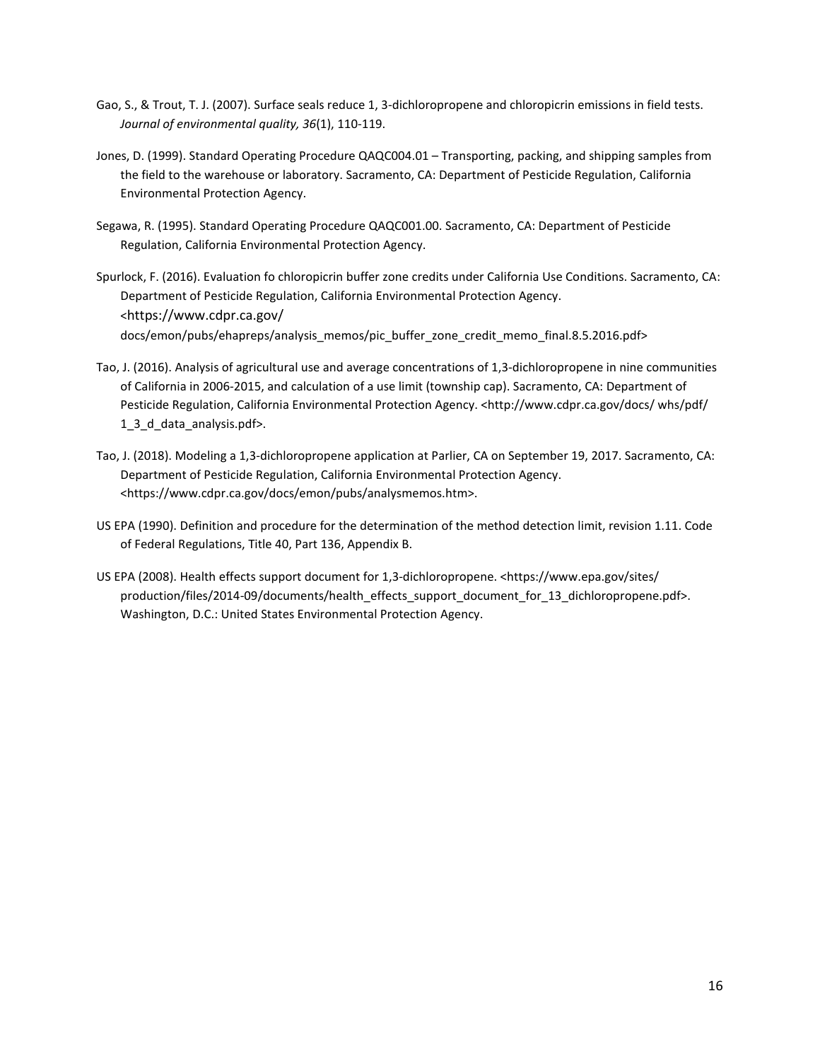Gao, S., & Trout, T. J. (2007). Surface seals reduce 1, 3-dichloropropene and chloropicrin emissions in field tests. *Journal of environmental quality, 36*(1), 110-119.

Jones, D. (1999). Standard Operating Procedure QAQC004.01 – Transporting, packing, and shipping samples from the field to the warehouse or laboratory. Sacramento, CA: Department of Pesticide Regulation, California Environmental Protection Agency.

Segawa, R. (1995). Standard Operating Procedure QAQC001.00. Sacramento, CA: Department of Pesticide Regulation, California Environmental Protection Agency.

Spurlock, F. (2016). Evaluation fo chloropicrin buffer zone credits under California Use Conditions. Sacramento, CA: Department of Pesticide Regulation, California Environmental Protection Agency. <https://www.cdpr.ca.gov/docs/emon/pubs/ehapreps/analysis_memos/pic_buffer_zone_credit_memo_final.8.5.2016.pdf>

Tao, J. (2016). Analysis of agricultural use and average concentrations of 1,3-dichloropropene in nine communities of California in 2006-2015, and calculation of a use limit (township cap). Sacramento, CA: Department of Pesticide Regulation, California Environmental Protection Agency. <http://www.cdpr.ca.gov/docs/ whs/pdf/1_3_d_data_analysis.pdf>.

Tao, J. (2018). Modeling a 1,3-dichloropropene application at Parlier, CA on September 19, 2017. Sacramento, CA: Department of Pesticide Regulation, California Environmental Protection Agency. <https://www.cdpr.ca.gov/docs/emon/pubs/analysmemos.htm>.

US EPA (1990). Definition and procedure for the determination of the method detection limit, revision 1.11. Code of Federal Regulations, Title 40, Part 136, Appendix B.

US EPA (2008). Health effects support document for 1,3-dichloropropene. <https://www.epa.gov/sites/production/files/2014-09/documents/health_effects_support_document_for_13_dichloropropene.pdf>. Washington, D.C.: United States Environmental Protection Agency.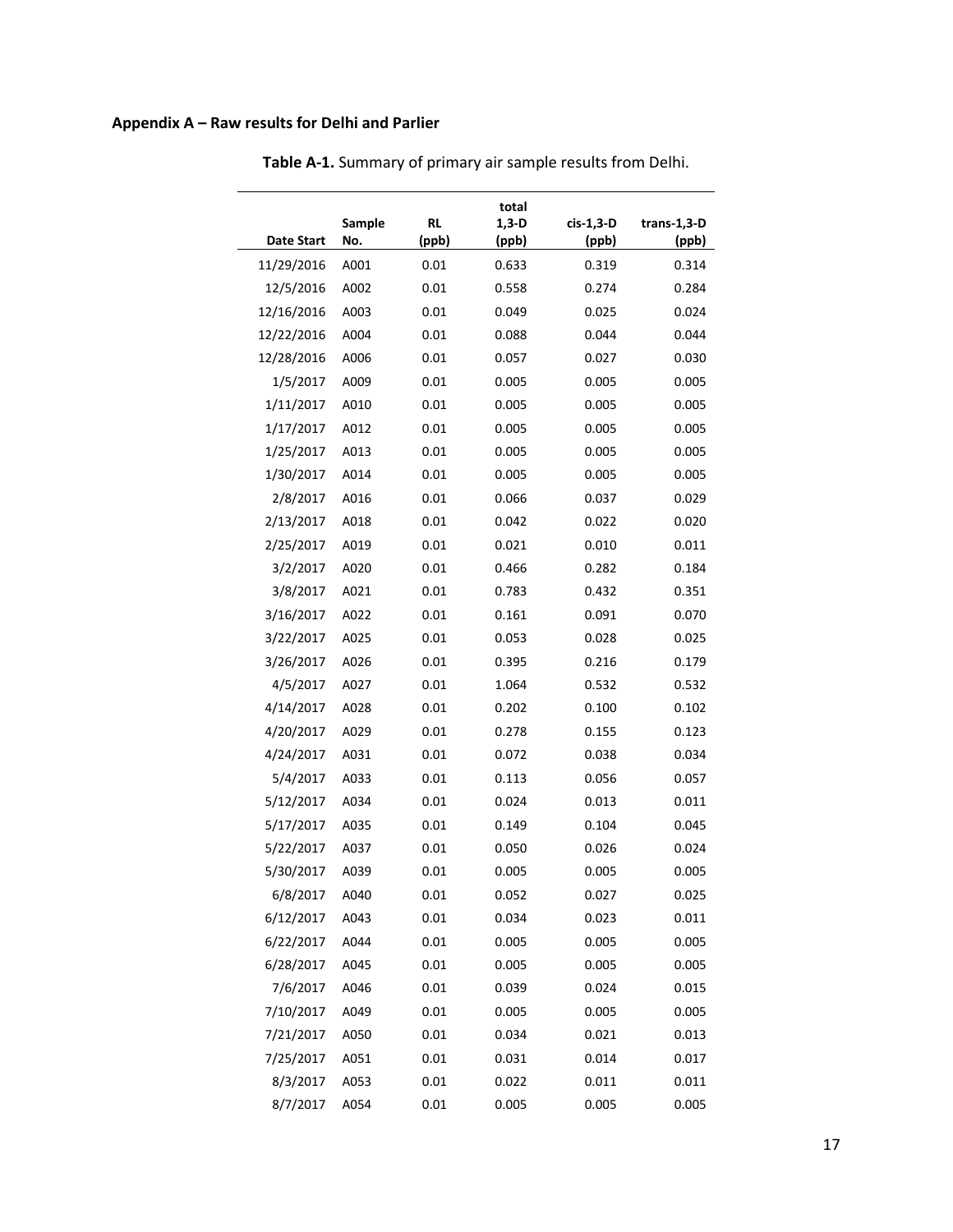**Appendix A – Raw results for Delhi and Parlier**

**Table A-1.** Summary of primary air sample results from Delhi.

| Date Start | Sample No. | RL (ppb) | total 1,3-D (ppb) | cis-1,3-D (ppb) | trans-1,3-D (ppb) |
|---|---|---|---|---|---|
| 11/29/2016 | A001 | 0.01 | 0.633 | 0.319 | 0.314 |
| 12/5/2016 | A002 | 0.01 | 0.558 | 0.274 | 0.284 |
| 12/16/2016 | A003 | 0.01 | 0.049 | 0.025 | 0.024 |
| 12/22/2016 | A004 | 0.01 | 0.088 | 0.044 | 0.044 |
| 12/28/2016 | A006 | 0.01 | 0.057 | 0.027 | 0.030 |
| 1/5/2017 | A009 | 0.01 | 0.005 | 0.005 | 0.005 |
| 1/11/2017 | A010 | 0.01 | 0.005 | 0.005 | 0.005 |
| 1/17/2017 | A012 | 0.01 | 0.005 | 0.005 | 0.005 |
| 1/25/2017 | A013 | 0.01 | 0.005 | 0.005 | 0.005 |
| 1/30/2017 | A014 | 0.01 | 0.005 | 0.005 | 0.005 |
| 2/8/2017 | A016 | 0.01 | 0.066 | 0.037 | 0.029 |
| 2/13/2017 | A018 | 0.01 | 0.042 | 0.022 | 0.020 |
| 2/25/2017 | A019 | 0.01 | 0.021 | 0.010 | 0.011 |
| 3/2/2017 | A020 | 0.01 | 0.466 | 0.282 | 0.184 |
| 3/8/2017 | A021 | 0.01 | 0.783 | 0.432 | 0.351 |
| 3/16/2017 | A022 | 0.01 | 0.161 | 0.091 | 0.070 |
| 3/22/2017 | A025 | 0.01 | 0.053 | 0.028 | 0.025 |
| 3/26/2017 | A026 | 0.01 | 0.395 | 0.216 | 0.179 |
| 4/5/2017 | A027 | 0.01 | 1.064 | 0.532 | 0.532 |
| 4/14/2017 | A028 | 0.01 | 0.202 | 0.100 | 0.102 |
| 4/20/2017 | A029 | 0.01 | 0.278 | 0.155 | 0.123 |
| 4/24/2017 | A031 | 0.01 | 0.072 | 0.038 | 0.034 |
| 5/4/2017 | A033 | 0.01 | 0.113 | 0.056 | 0.057 |
| 5/12/2017 | A034 | 0.01 | 0.024 | 0.013 | 0.011 |
| 5/17/2017 | A035 | 0.01 | 0.149 | 0.104 | 0.045 |
| 5/22/2017 | A037 | 0.01 | 0.050 | 0.026 | 0.024 |
| 5/30/2017 | A039 | 0.01 | 0.005 | 0.005 | 0.005 |
| 6/8/2017 | A040 | 0.01 | 0.052 | 0.027 | 0.025 |
| 6/12/2017 | A043 | 0.01 | 0.034 | 0.023 | 0.011 |
| 6/22/2017 | A044 | 0.01 | 0.005 | 0.005 | 0.005 |
| 6/28/2017 | A045 | 0.01 | 0.005 | 0.005 | 0.005 |
| 7/6/2017 | A046 | 0.01 | 0.039 | 0.024 | 0.015 |
| 7/10/2017 | A049 | 0.01 | 0.005 | 0.005 | 0.005 |
| 7/21/2017 | A050 | 0.01 | 0.034 | 0.021 | 0.013 |
| 7/25/2017 | A051 | 0.01 | 0.031 | 0.014 | 0.017 |
| 8/3/2017 | A053 | 0.01 | 0.022 | 0.011 | 0.011 |
| 8/7/2017 | A054 | 0.01 | 0.005 | 0.005 | 0.005 |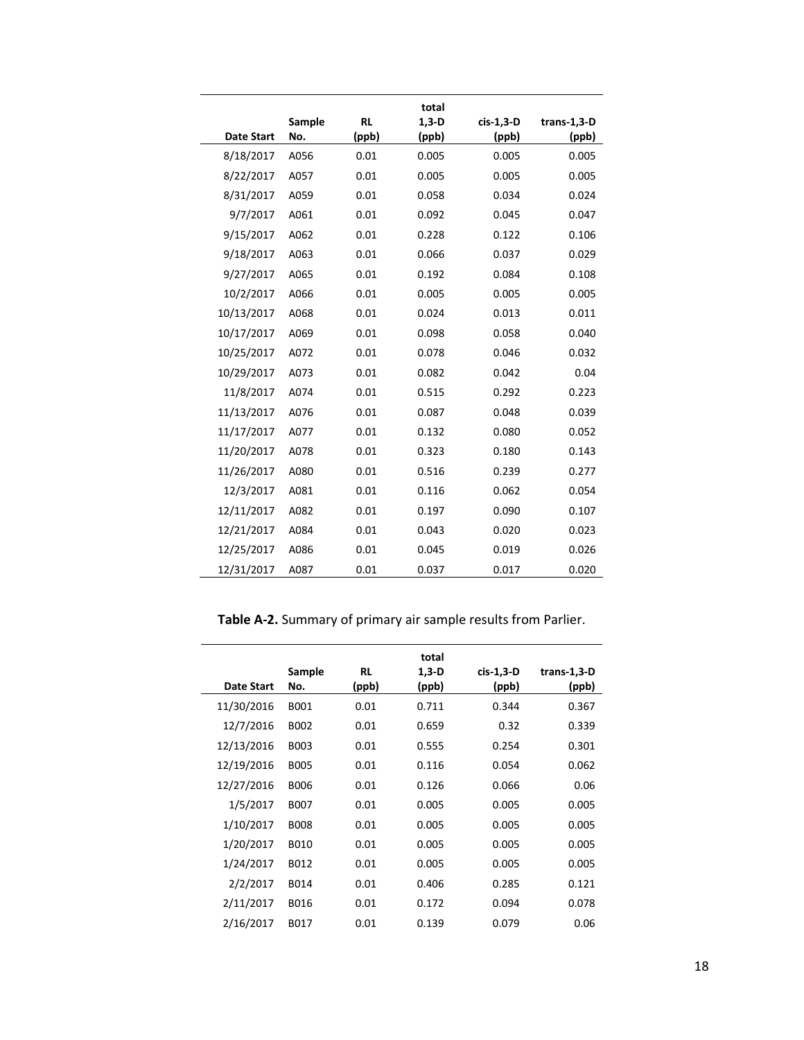| Date Start | Sample No. | RL (ppb) | total 1,3-D (ppb) | cis-1,3-D (ppb) | trans-1,3-D (ppb) |
|---|---|---|---|---|---|
| 8/18/2017 | A056 | 0.01 | 0.005 | 0.005 | 0.005 |
| 8/22/2017 | A057 | 0.01 | 0.005 | 0.005 | 0.005 |
| 8/31/2017 | A059 | 0.01 | 0.058 | 0.034 | 0.024 |
| 9/7/2017 | A061 | 0.01 | 0.092 | 0.045 | 0.047 |
| 9/15/2017 | A062 | 0.01 | 0.228 | 0.122 | 0.106 |
| 9/18/2017 | A063 | 0.01 | 0.066 | 0.037 | 0.029 |
| 9/27/2017 | A065 | 0.01 | 0.192 | 0.084 | 0.108 |
| 10/2/2017 | A066 | 0.01 | 0.005 | 0.005 | 0.005 |
| 10/13/2017 | A068 | 0.01 | 0.024 | 0.013 | 0.011 |
| 10/17/2017 | A069 | 0.01 | 0.098 | 0.058 | 0.040 |
| 10/25/2017 | A072 | 0.01 | 0.078 | 0.046 | 0.032 |
| 10/29/2017 | A073 | 0.01 | 0.082 | 0.042 | 0.04 |
| 11/8/2017 | A074 | 0.01 | 0.515 | 0.292 | 0.223 |
| 11/13/2017 | A076 | 0.01 | 0.087 | 0.048 | 0.039 |
| 11/17/2017 | A077 | 0.01 | 0.132 | 0.080 | 0.052 |
| 11/20/2017 | A078 | 0.01 | 0.323 | 0.180 | 0.143 |
| 11/26/2017 | A080 | 0.01 | 0.516 | 0.239 | 0.277 |
| 12/3/2017 | A081 | 0.01 | 0.116 | 0.062 | 0.054 |
| 12/11/2017 | A082 | 0.01 | 0.197 | 0.090 | 0.107 |
| 12/21/2017 | A084 | 0.01 | 0.043 | 0.020 | 0.023 |
| 12/25/2017 | A086 | 0.01 | 0.045 | 0.019 | 0.026 |
| 12/31/2017 | A087 | 0.01 | 0.037 | 0.017 | 0.020 |

**Table A-2.** Summary of primary air sample results from Parlier.

| Date Start | Sample No. | RL (ppb) | total 1,3-D (ppb) | cis-1,3-D (ppb) | trans-1,3-D (ppb) |
|---|---|---|---|---|---|
| 11/30/2016 | B001 | 0.01 | 0.711 | 0.344 | 0.367 |
| 12/7/2016 | B002 | 0.01 | 0.659 | 0.32 | 0.339 |
| 12/13/2016 | B003 | 0.01 | 0.555 | 0.254 | 0.301 |
| 12/19/2016 | B005 | 0.01 | 0.116 | 0.054 | 0.062 |
| 12/27/2016 | B006 | 0.01 | 0.126 | 0.066 | 0.06 |
| 1/5/2017 | B007 | 0.01 | 0.005 | 0.005 | 0.005 |
| 1/10/2017 | B008 | 0.01 | 0.005 | 0.005 | 0.005 |
| 1/20/2017 | B010 | 0.01 | 0.005 | 0.005 | 0.005 |
| 1/24/2017 | B012 | 0.01 | 0.005 | 0.005 | 0.005 |
| 2/2/2017 | B014 | 0.01 | 0.406 | 0.285 | 0.121 |
| 2/11/2017 | B016 | 0.01 | 0.172 | 0.094 | 0.078 |
| 2/16/2017 | B017 | 0.01 | 0.139 | 0.079 | 0.06 |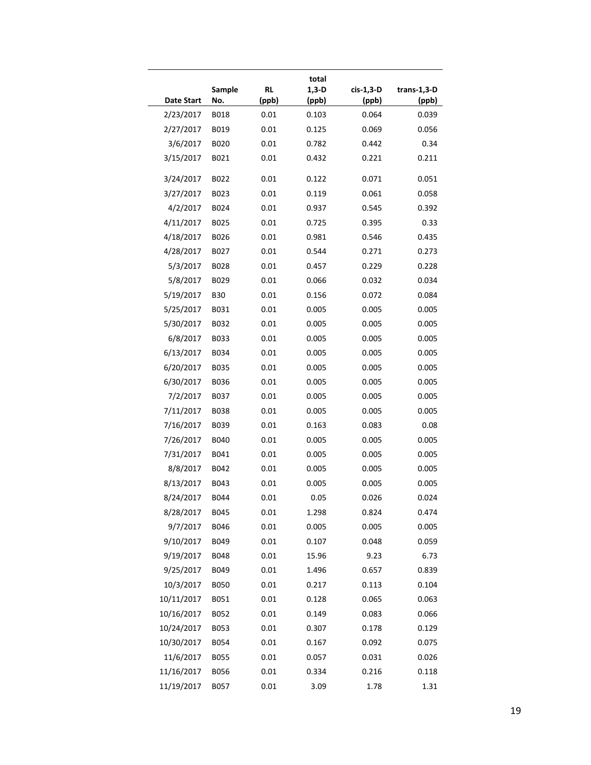| Date Start | Sample No. | RL (ppb) | total 1,3-D (ppb) | cis-1,3-D (ppb) | trans-1,3-D (ppb) |
|---|---|---|---|---|---|
| 2/23/2017 | B018 | 0.01 | 0.103 | 0.064 | 0.039 |
| 2/27/2017 | B019 | 0.01 | 0.125 | 0.069 | 0.056 |
| 3/6/2017 | B020 | 0.01 | 0.782 | 0.442 | 0.34 |
| 3/15/2017 | B021 | 0.01 | 0.432 | 0.221 | 0.211 |
| 3/24/2017 | B022 | 0.01 | 0.122 | 0.071 | 0.051 |
| 3/27/2017 | B023 | 0.01 | 0.119 | 0.061 | 0.058 |
| 4/2/2017 | B024 | 0.01 | 0.937 | 0.545 | 0.392 |
| 4/11/2017 | B025 | 0.01 | 0.725 | 0.395 | 0.33 |
| 4/18/2017 | B026 | 0.01 | 0.981 | 0.546 | 0.435 |
| 4/28/2017 | B027 | 0.01 | 0.544 | 0.271 | 0.273 |
| 5/3/2017 | B028 | 0.01 | 0.457 | 0.229 | 0.228 |
| 5/8/2017 | B029 | 0.01 | 0.066 | 0.032 | 0.034 |
| 5/19/2017 | B30 | 0.01 | 0.156 | 0.072 | 0.084 |
| 5/25/2017 | B031 | 0.01 | 0.005 | 0.005 | 0.005 |
| 5/30/2017 | B032 | 0.01 | 0.005 | 0.005 | 0.005 |
| 6/8/2017 | B033 | 0.01 | 0.005 | 0.005 | 0.005 |
| 6/13/2017 | B034 | 0.01 | 0.005 | 0.005 | 0.005 |
| 6/20/2017 | B035 | 0.01 | 0.005 | 0.005 | 0.005 |
| 6/30/2017 | B036 | 0.01 | 0.005 | 0.005 | 0.005 |
| 7/2/2017 | B037 | 0.01 | 0.005 | 0.005 | 0.005 |
| 7/11/2017 | B038 | 0.01 | 0.005 | 0.005 | 0.005 |
| 7/16/2017 | B039 | 0.01 | 0.163 | 0.083 | 0.08 |
| 7/26/2017 | B040 | 0.01 | 0.005 | 0.005 | 0.005 |
| 7/31/2017 | B041 | 0.01 | 0.005 | 0.005 | 0.005 |
| 8/8/2017 | B042 | 0.01 | 0.005 | 0.005 | 0.005 |
| 8/13/2017 | B043 | 0.01 | 0.005 | 0.005 | 0.005 |
| 8/24/2017 | B044 | 0.01 | 0.05 | 0.026 | 0.024 |
| 8/28/2017 | B045 | 0.01 | 1.298 | 0.824 | 0.474 |
| 9/7/2017 | B046 | 0.01 | 0.005 | 0.005 | 0.005 |
| 9/10/2017 | B049 | 0.01 | 0.107 | 0.048 | 0.059 |
| 9/19/2017 | B048 | 0.01 | 15.96 | 9.23 | 6.73 |
| 9/25/2017 | B049 | 0.01 | 1.496 | 0.657 | 0.839 |
| 10/3/2017 | B050 | 0.01 | 0.217 | 0.113 | 0.104 |
| 10/11/2017 | B051 | 0.01 | 0.128 | 0.065 | 0.063 |
| 10/16/2017 | B052 | 0.01 | 0.149 | 0.083 | 0.066 |
| 10/24/2017 | B053 | 0.01 | 0.307 | 0.178 | 0.129 |
| 10/30/2017 | B054 | 0.01 | 0.167 | 0.092 | 0.075 |
| 11/6/2017 | B055 | 0.01 | 0.057 | 0.031 | 0.026 |
| 11/16/2017 | B056 | 0.01 | 0.334 | 0.216 | 0.118 |
| 11/19/2017 | B057 | 0.01 | 3.09 | 1.78 | 1.31 |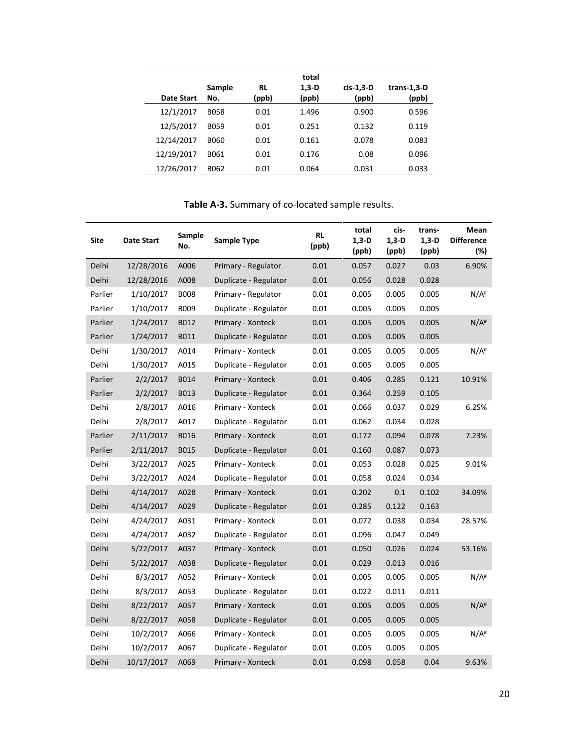| Date Start | Sample No. | RL (ppb) | total 1,3-D (ppb) | cis-1,3-D (ppb) | trans-1,3-D (ppb) |
|---|---|---|---|---|---|
| 12/1/2017 | B058 | 0.01 | 1.496 | 0.900 | 0.596 |
| 12/5/2017 | B059 | 0.01 | 0.251 | 0.132 | 0.119 |
| 12/14/2017 | B060 | 0.01 | 0.161 | 0.078 | 0.083 |
| 12/19/2017 | B061 | 0.01 | 0.176 | 0.08 | 0.096 |
| 12/26/2017 | B062 | 0.01 | 0.064 | 0.031 | 0.033 |

**Table A-3.** Summary of co-located sample results.

| Site | Date Start | Sample No. | Sample Type | RL (ppb) | total 1,3-D (ppb) | cis-1,3-D (ppb) | trans-1,3-D (ppb) | Mean Difference (%) |
|---|---|---|---|---|---|---|---|---|
| Delhi | 12/28/2016 | A006 | Primary - Regulator | 0.01 | 0.057 | 0.027 | 0.03 | 6.90% |
| Delhi | 12/28/2016 | A008 | Duplicate - Regulator | 0.01 | 0.056 | 0.028 | 0.028 | |
| Parlier | 1/10/2017 | B008 | Primary - Regulator | 0.01 | 0.005 | 0.005 | 0.005 | N/A# |
| Parlier | 1/10/2017 | B009 | Duplicate - Regulator | 0.01 | 0.005 | 0.005 | 0.005 | |
| Parlier | 1/24/2017 | B012 | Primary - Xonteck | 0.01 | 0.005 | 0.005 | 0.005 | N/A# |
| Parlier | 1/24/2017 | B011 | Duplicate - Regulator | 0.01 | 0.005 | 0.005 | 0.005 | |
| Delhi | 1/30/2017 | A014 | Primary - Xonteck | 0.01 | 0.005 | 0.005 | 0.005 | N/A# |
| Delhi | 1/30/2017 | A015 | Duplicate - Regulator | 0.01 | 0.005 | 0.005 | 0.005 | |
| Parlier | 2/2/2017 | B014 | Primary - Xonteck | 0.01 | 0.406 | 0.285 | 0.121 | 10.91% |
| Parlier | 2/2/2017 | B013 | Duplicate - Regulator | 0.01 | 0.364 | 0.259 | 0.105 | |
| Delhi | 2/8/2017 | A016 | Primary - Xonteck | 0.01 | 0.066 | 0.037 | 0.029 | 6.25% |
| Delhi | 2/8/2017 | A017 | Duplicate - Regulator | 0.01 | 0.062 | 0.034 | 0.028 | |
| Parlier | 2/11/2017 | B016 | Primary - Xonteck | 0.01 | 0.172 | 0.094 | 0.078 | 7.23% |
| Parlier | 2/11/2017 | B015 | Duplicate - Regulator | 0.01 | 0.160 | 0.087 | 0.073 | |
| Delhi | 3/22/2017 | A025 | Primary - Xonteck | 0.01 | 0.053 | 0.028 | 0.025 | 9.01% |
| Delhi | 3/22/2017 | A024 | Duplicate - Regulator | 0.01 | 0.058 | 0.024 | 0.034 | |
| Delhi | 4/14/2017 | A028 | Primary - Xonteck | 0.01 | 0.202 | 0.1 | 0.102 | 34.09% |
| Delhi | 4/14/2017 | A029 | Duplicate - Regulator | 0.01 | 0.285 | 0.122 | 0.163 | |
| Delhi | 4/24/2017 | A031 | Primary - Xonteck | 0.01 | 0.072 | 0.038 | 0.034 | 28.57% |
| Delhi | 4/24/2017 | A032 | Duplicate - Regulator | 0.01 | 0.096 | 0.047 | 0.049 | |
| Delhi | 5/22/2017 | A037 | Primary - Xonteck | 0.01 | 0.050 | 0.026 | 0.024 | 53.16% |
| Delhi | 5/22/2017 | A038 | Duplicate - Regulator | 0.01 | 0.029 | 0.013 | 0.016 | |
| Delhi | 8/3/2017 | A052 | Primary - Xonteck | 0.01 | 0.005 | 0.005 | 0.005 | N/A# |
| Delhi | 8/3/2017 | A053 | Duplicate - Regulator | 0.01 | 0.022 | 0.011 | 0.011 | |
| Delhi | 8/22/2017 | A057 | Primary - Xonteck | 0.01 | 0.005 | 0.005 | 0.005 | N/A# |
| Delhi | 8/22/2017 | A058 | Duplicate - Regulator | 0.01 | 0.005 | 0.005 | 0.005 | |
| Delhi | 10/2/2017 | A066 | Primary - Xonteck | 0.01 | 0.005 | 0.005 | 0.005 | N/A# |
| Delhi | 10/2/2017 | A067 | Duplicate - Regulator | 0.01 | 0.005 | 0.005 | 0.005 | |
| Delhi | 10/17/2017 | A069 | Primary - Xonteck | 0.01 | 0.098 | 0.058 | 0.04 | 9.63% |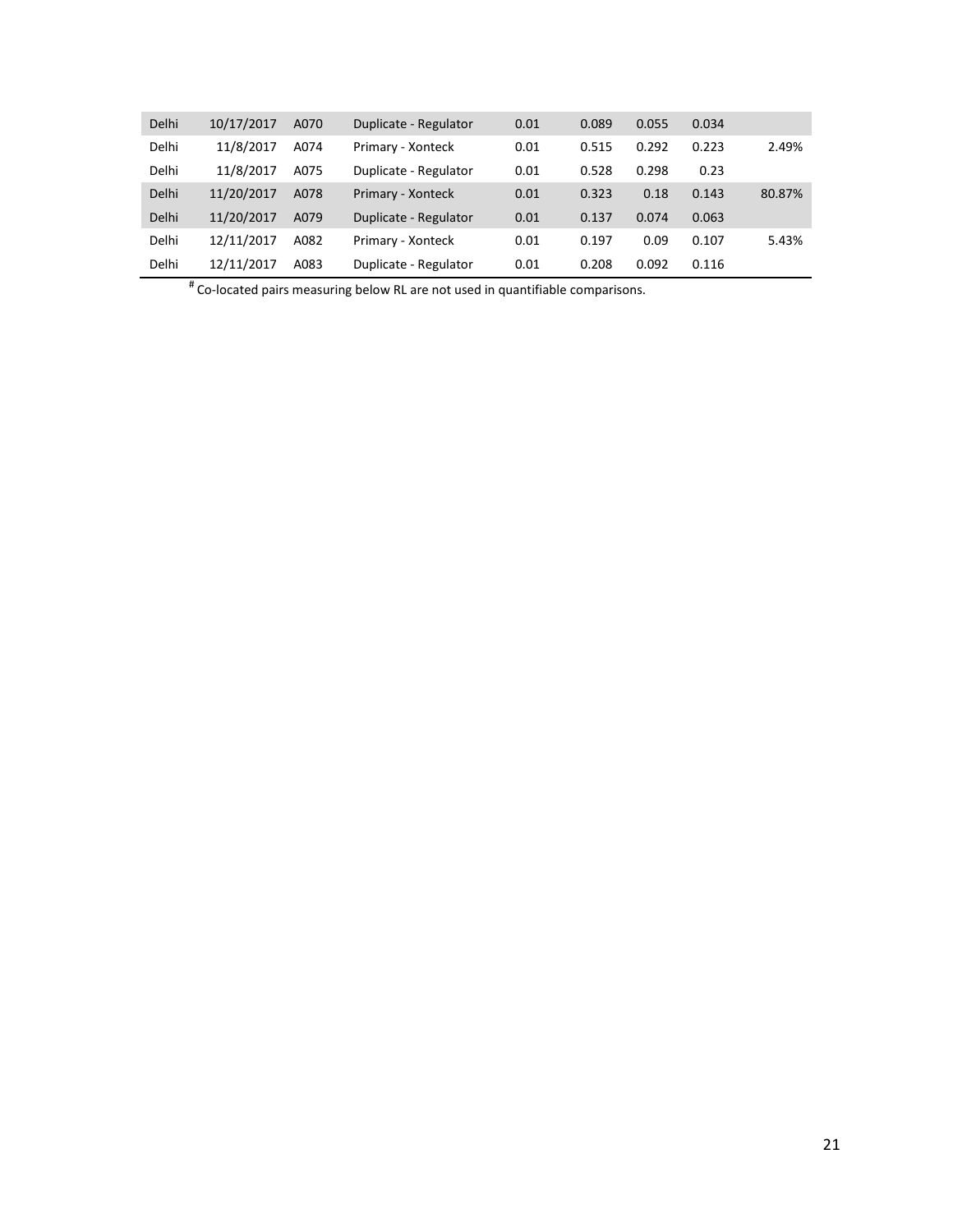| | | | | | | | | |
|---|---|---|---|---|---|---|---|---|
| Delhi | 10/17/2017 | A070 | Duplicate - Regulator | 0.01 | 0.089 | 0.055 | 0.034 | |
| Delhi | 11/8/2017 | A074 | Primary - Xonteck | 0.01 | 0.515 | 0.292 | 0.223 | 2.49% |
| Delhi | 11/8/2017 | A075 | Duplicate - Regulator | 0.01 | 0.528 | 0.298 | 0.23 | |
| Delhi | 11/20/2017 | A078 | Primary - Xonteck | 0.01 | 0.323 | 0.18 | 0.143 | 80.87% |
| Delhi | 11/20/2017 | A079 | Duplicate - Regulator | 0.01 | 0.137 | 0.074 | 0.063 | |
| Delhi | 12/11/2017 | A082 | Primary - Xonteck | 0.01 | 0.197 | 0.09 | 0.107 | 5.43% |
| Delhi | 12/11/2017 | A083 | Duplicate - Regulator | 0.01 | 0.208 | 0.092 | 0.116 | |

[#] Co-located pairs measuring below RL are not used in quantifiable comparisons.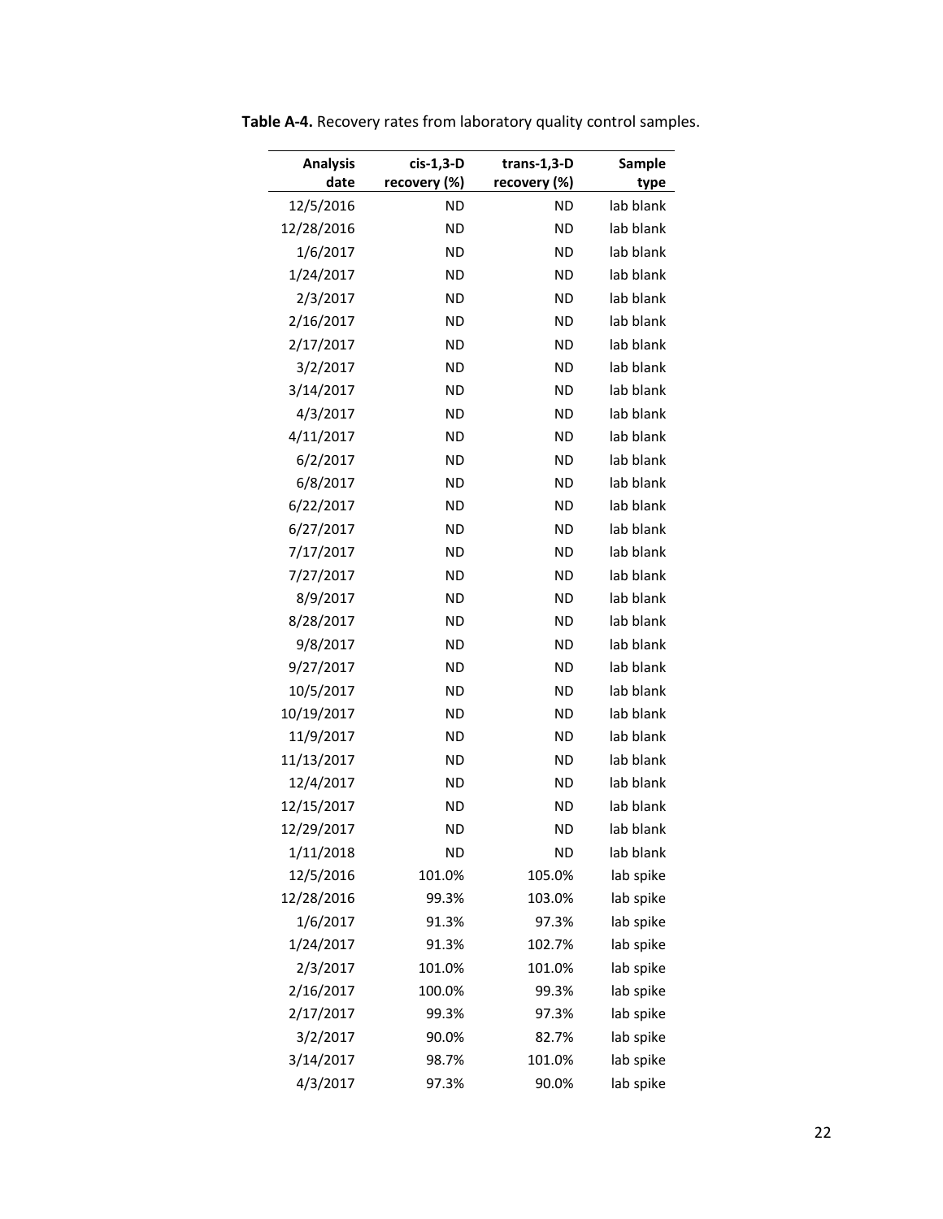**Table A-4.** Recovery rates from laboratory quality control samples.

| Analysis date | cis-1,3-D recovery (%) | trans-1,3-D recovery (%) | Sample type |
|---|---|---|---|
| 12/5/2016 | ND | ND | lab blank |
| 12/28/2016 | ND | ND | lab blank |
| 1/6/2017 | ND | ND | lab blank |
| 1/24/2017 | ND | ND | lab blank |
| 2/3/2017 | ND | ND | lab blank |
| 2/16/2017 | ND | ND | lab blank |
| 2/17/2017 | ND | ND | lab blank |
| 3/2/2017 | ND | ND | lab blank |
| 3/14/2017 | ND | ND | lab blank |
| 4/3/2017 | ND | ND | lab blank |
| 4/11/2017 | ND | ND | lab blank |
| 6/2/2017 | ND | ND | lab blank |
| 6/8/2017 | ND | ND | lab blank |
| 6/22/2017 | ND | ND | lab blank |
| 6/27/2017 | ND | ND | lab blank |
| 7/17/2017 | ND | ND | lab blank |
| 7/27/2017 | ND | ND | lab blank |
| 8/9/2017 | ND | ND | lab blank |
| 8/28/2017 | ND | ND | lab blank |
| 9/8/2017 | ND | ND | lab blank |
| 9/27/2017 | ND | ND | lab blank |
| 10/5/2017 | ND | ND | lab blank |
| 10/19/2017 | ND | ND | lab blank |
| 11/9/2017 | ND | ND | lab blank |
| 11/13/2017 | ND | ND | lab blank |
| 12/4/2017 | ND | ND | lab blank |
| 12/15/2017 | ND | ND | lab blank |
| 12/29/2017 | ND | ND | lab blank |
| 1/11/2018 | ND | ND | lab blank |
| 12/5/2016 | 101.0% | 105.0% | lab spike |
| 12/28/2016 | 99.3% | 103.0% | lab spike |
| 1/6/2017 | 91.3% | 97.3% | lab spike |
| 1/24/2017 | 91.3% | 102.7% | lab spike |
| 2/3/2017 | 101.0% | 101.0% | lab spike |
| 2/16/2017 | 100.0% | 99.3% | lab spike |
| 2/17/2017 | 99.3% | 97.3% | lab spike |
| 3/2/2017 | 90.0% | 82.7% | lab spike |
| 3/14/2017 | 98.7% | 101.0% | lab spike |
| 4/3/2017 | 97.3% | 90.0% | lab spike |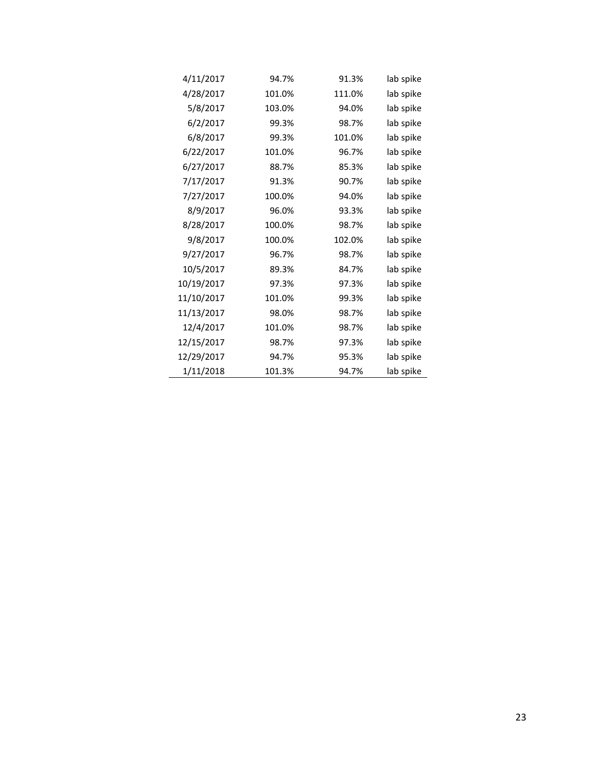| | | | |
|---|---|---|---|
| 4/11/2017 | 94.7% | 91.3% | lab spike |
| 4/28/2017 | 101.0% | 111.0% | lab spike |
| 5/8/2017 | 103.0% | 94.0% | lab spike |
| 6/2/2017 | 99.3% | 98.7% | lab spike |
| 6/8/2017 | 99.3% | 101.0% | lab spike |
| 6/22/2017 | 101.0% | 96.7% | lab spike |
| 6/27/2017 | 88.7% | 85.3% | lab spike |
| 7/17/2017 | 91.3% | 90.7% | lab spike |
| 7/27/2017 | 100.0% | 94.0% | lab spike |
| 8/9/2017 | 96.0% | 93.3% | lab spike |
| 8/28/2017 | 100.0% | 98.7% | lab spike |
| 9/8/2017 | 100.0% | 102.0% | lab spike |
| 9/27/2017 | 96.7% | 98.7% | lab spike |
| 10/5/2017 | 89.3% | 84.7% | lab spike |
| 10/19/2017 | 97.3% | 97.3% | lab spike |
| 11/10/2017 | 101.0% | 99.3% | lab spike |
| 11/13/2017 | 98.0% | 98.7% | lab spike |
| 12/4/2017 | 101.0% | 98.7% | lab spike |
| 12/15/2017 | 98.7% | 97.3% | lab spike |
| 12/29/2017 | 94.7% | 95.3% | lab spike |
| 1/11/2018 | 101.3% | 94.7% | lab spike |